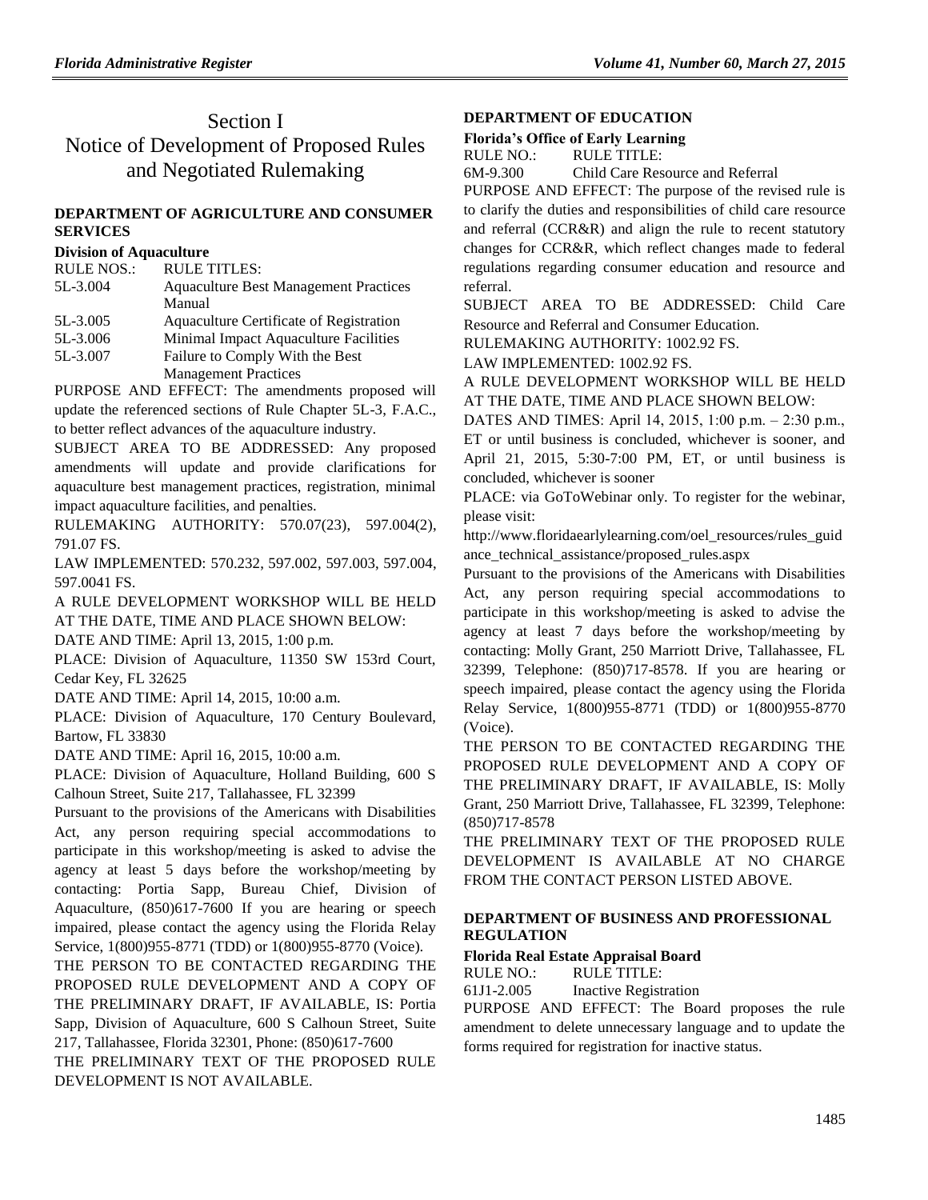# Section I

# Notice of Development of Proposed Rules and Negotiated Rulemaking

## DEPARTMENT OF AGRICULTURE AND CONSUMER SERVICES

### Division of Aquaculture

| RULE NOS.: | RULE TITLES: |
|---|---|
| 5L-3.004 | Aquaculture Best Management Practices Manual |
| 5L-3.005 | Aquaculture Certificate of Registration |
| 5L-3.006 | Minimal Impact Aquaculture Facilities |
| 5L-3.007 | Failure to Comply With the Best Management Practices |

PURPOSE AND EFFECT: The amendments proposed will update the referenced sections of Rule Chapter 5L-3, F.A.C., to better reflect advances of the aquaculture industry.

SUBJECT AREA TO BE ADDRESSED: Any proposed amendments will update and provide clarifications for aquaculture best management practices, registration, minimal impact aquaculture facilities, and penalties.

RULEMAKING AUTHORITY: 570.07(23), 597.004(2), 791.07 FS.

LAW IMPLEMENTED: 570.232, 597.002, 597.003, 597.004, 597.0041 FS.

A RULE DEVELOPMENT WORKSHOP WILL BE HELD AT THE DATE, TIME AND PLACE SHOWN BELOW:

DATE AND TIME: April 13, 2015, 1:00 p.m.

PLACE: Division of Aquaculture, 11350 SW 153rd Court, Cedar Key, FL 32625

DATE AND TIME: April 14, 2015, 10:00 a.m.

PLACE: Division of Aquaculture, 170 Century Boulevard, Bartow, FL 33830

DATE AND TIME: April 16, 2015, 10:00 a.m.

PLACE: Division of Aquaculture, Holland Building, 600 S Calhoun Street, Suite 217, Tallahassee, FL 32399

Pursuant to the provisions of the Americans with Disabilities Act, any person requiring special accommodations to participate in this workshop/meeting is asked to advise the agency at least 5 days before the workshop/meeting by contacting: Portia Sapp, Bureau Chief, Division of Aquaculture, (850)617-7600 If you are hearing or speech impaired, please contact the agency using the Florida Relay Service, 1(800)955-8771 (TDD) or 1(800)955-8770 (Voice).

THE PERSON TO BE CONTACTED REGARDING THE PROPOSED RULE DEVELOPMENT AND A COPY OF THE PRELIMINARY DRAFT, IF AVAILABLE, IS: Portia Sapp, Division of Aquaculture, 600 S Calhoun Street, Suite 217, Tallahassee, Florida 32301, Phone: (850)617-7600

THE PRELIMINARY TEXT OF THE PROPOSED RULE DEVELOPMENT IS NOT AVAILABLE.

## DEPARTMENT OF EDUCATION

### Florida's Office of Early Learning

| RULE NO.: | RULE TITLE: |
|---|---|
| 6M-9.300 | Child Care Resource and Referral |

PURPOSE AND EFFECT: The purpose of the revised rule is to clarify the duties and responsibilities of child care resource and referral (CCR&R) and align the rule to recent statutory changes for CCR&R, which reflect changes made to federal regulations regarding consumer education and resource and referral.

SUBJECT AREA TO BE ADDRESSED: Child Care Resource and Referral and Consumer Education.

RULEMAKING AUTHORITY: 1002.92 FS.

LAW IMPLEMENTED: 1002.92 FS.

A RULE DEVELOPMENT WORKSHOP WILL BE HELD AT THE DATE, TIME AND PLACE SHOWN BELOW:

DATES AND TIMES: April 14, 2015, 1:00 p.m. – 2:30 p.m., ET or until business is concluded, whichever is sooner, and April 21, 2015, 5:30-7:00 PM, ET, or until business is concluded, whichever is sooner

PLACE: via GoToWebinar only. To register for the webinar, please visit: http://www.floridaearlylearning.com/oel_resources/rules_guidance_technical_assistance/proposed_rules.aspx

Pursuant to the provisions of the Americans with Disabilities Act, any person requiring special accommodations to participate in this workshop/meeting is asked to advise the agency at least 7 days before the workshop/meeting by contacting: Molly Grant, 250 Marriott Drive, Tallahassee, FL 32399, Telephone: (850)717-8578. If you are hearing or speech impaired, please contact the agency using the Florida Relay Service, 1(800)955-8771 (TDD) or 1(800)955-8770 (Voice).

THE PERSON TO BE CONTACTED REGARDING THE PROPOSED RULE DEVELOPMENT AND A COPY OF THE PRELIMINARY DRAFT, IF AVAILABLE, IS: Molly Grant, 250 Marriott Drive, Tallahassee, FL 32399, Telephone: (850)717-8578

THE PRELIMINARY TEXT OF THE PROPOSED RULE DEVELOPMENT IS AVAILABLE AT NO CHARGE FROM THE CONTACT PERSON LISTED ABOVE.

## DEPARTMENT OF BUSINESS AND PROFESSIONAL REGULATION

### Florida Real Estate Appraisal Board

| RULE NO.: | RULE TITLE: |
|---|---|
| 61J1-2.005 | Inactive Registration |

PURPOSE AND EFFECT: The Board proposes the rule amendment to delete unnecessary language and to update the forms required for registration for inactive status.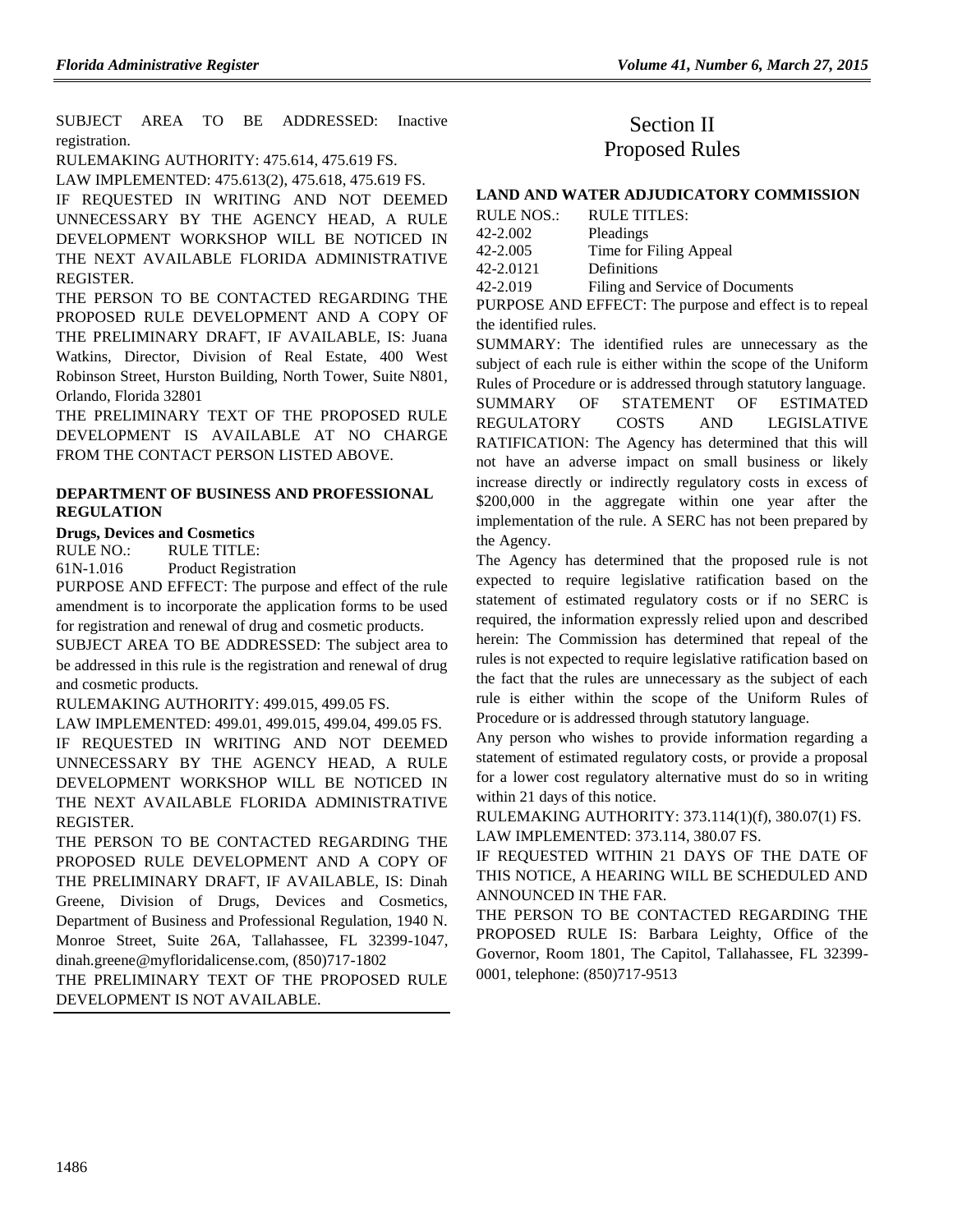SUBJECT AREA TO BE ADDRESSED: Inactive registration.

RULEMAKING AUTHORITY: 475.614, 475.619 FS.

LAW IMPLEMENTED: 475.613(2), 475.618, 475.619 FS.

IF REQUESTED IN WRITING AND NOT DEEMED UNNECESSARY BY THE AGENCY HEAD, A RULE DEVELOPMENT WORKSHOP WILL BE NOTICED IN THE NEXT AVAILABLE FLORIDA ADMINISTRATIVE REGISTER.

THE PERSON TO BE CONTACTED REGARDING THE PROPOSED RULE DEVELOPMENT AND A COPY OF THE PRELIMINARY DRAFT, IF AVAILABLE, IS: Juana Watkins, Director, Division of Real Estate, 400 West Robinson Street, Hurston Building, North Tower, Suite N801, Orlando, Florida 32801

THE PRELIMINARY TEXT OF THE PROPOSED RULE DEVELOPMENT IS AVAILABLE AT NO CHARGE FROM THE CONTACT PERSON LISTED ABOVE.

### DEPARTMENT OF BUSINESS AND PROFESSIONAL REGULATION

**Drugs, Devices and Cosmetics**

RULE NO.: RULE TITLE:

61N-1.016 Product Registration

PURPOSE AND EFFECT: The purpose and effect of the rule amendment is to incorporate the application forms to be used for registration and renewal of drug and cosmetic products.

SUBJECT AREA TO BE ADDRESSED: The subject area to be addressed in this rule is the registration and renewal of drug and cosmetic products.

RULEMAKING AUTHORITY: 499.015, 499.05 FS.

LAW IMPLEMENTED: 499.01, 499.015, 499.04, 499.05 FS.

IF REQUESTED IN WRITING AND NOT DEEMED UNNECESSARY BY THE AGENCY HEAD, A RULE DEVELOPMENT WORKSHOP WILL BE NOTICED IN THE NEXT AVAILABLE FLORIDA ADMINISTRATIVE REGISTER.

THE PERSON TO BE CONTACTED REGARDING THE PROPOSED RULE DEVELOPMENT AND A COPY OF THE PRELIMINARY DRAFT, IF AVAILABLE, IS: Dinah Greene, Division of Drugs, Devices and Cosmetics, Department of Business and Professional Regulation, 1940 N. Monroe Street, Suite 26A, Tallahassee, FL 32399-1047, dinah.greene@myfloridalicense.com, (850)717-1802

THE PRELIMINARY TEXT OF THE PROPOSED RULE DEVELOPMENT IS NOT AVAILABLE.

# Section II
# Proposed Rules

### LAND AND WATER ADJUDICATORY COMMISSION

RULE NOS.: RULE TITLES:

42-2.002 Pleadings

42-2.005 Time for Filing Appeal

42-2.0121 Definitions

42-2.019 Filing and Service of Documents

PURPOSE AND EFFECT: The purpose and effect is to repeal the identified rules.

SUMMARY: The identified rules are unnecessary as the subject of each rule is either within the scope of the Uniform Rules of Procedure or is addressed through statutory language.

SUMMARY OF STATEMENT OF ESTIMATED REGULATORY COSTS AND LEGISLATIVE RATIFICATION: The Agency has determined that this will not have an adverse impact on small business or likely increase directly or indirectly regulatory costs in excess of $200,000 in the aggregate within one year after the implementation of the rule. A SERC has not been prepared by the Agency.

The Agency has determined that the proposed rule is not expected to require legislative ratification based on the statement of estimated regulatory costs or if no SERC is required, the information expressly relied upon and described herein: The Commission has determined that repeal of the rules is not expected to require legislative ratification based on the fact that the rules are unnecessary as the subject of each rule is either within the scope of the Uniform Rules of Procedure or is addressed through statutory language.

Any person who wishes to provide information regarding a statement of estimated regulatory costs, or provide a proposal for a lower cost regulatory alternative must do so in writing within 21 days of this notice.

RULEMAKING AUTHORITY: 373.114(1)(f), 380.07(1) FS.

LAW IMPLEMENTED: 373.114, 380.07 FS.

IF REQUESTED WITHIN 21 DAYS OF THE DATE OF THIS NOTICE, A HEARING WILL BE SCHEDULED AND ANNOUNCED IN THE FAR.

THE PERSON TO BE CONTACTED REGARDING THE PROPOSED RULE IS: Barbara Leighty, Office of the Governor, Room 1801, The Capitol, Tallahassee, FL 32399-0001, telephone: (850)717-9513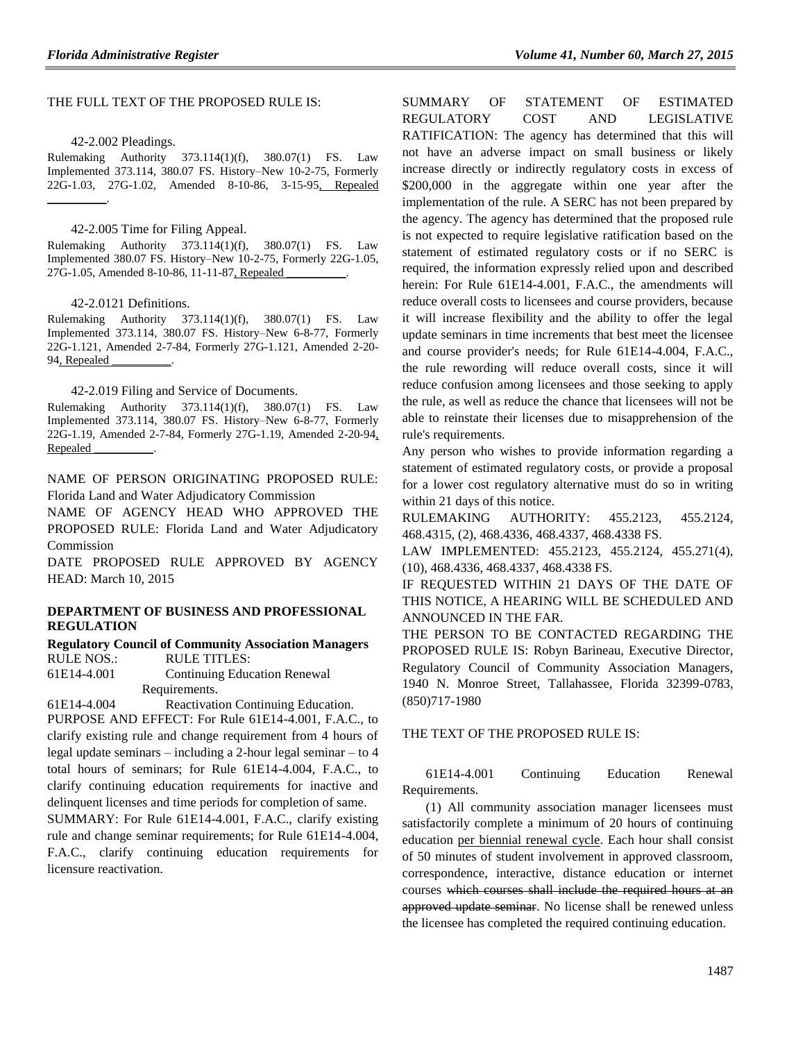THE FULL TEXT OF THE PROPOSED RULE IS:

42-2.002 Pleadings.

Rulemaking Authority 373.114(1)(f), 380.07(1) FS. Law Implemented 373.114, 380.07 FS. History–New 10-2-75, Formerly 22G-1.03, 27G-1.02, Amended 8-10-86, 3-15-95, Repealed ________.

42-2.005 Time for Filing Appeal.

Rulemaking Authority 373.114(1)(f), 380.07(1) FS. Law Implemented 380.07 FS. History–New 10-2-75, Formerly 22G-1.05, 27G-1.05, Amended 8-10-86, 11-11-87, Repealed ________.

42-2.0121 Definitions.

Rulemaking Authority 373.114(1)(f), 380.07(1) FS. Law Implemented 373.114, 380.07 FS. History–New 6-8-77, Formerly 22G-1.121, Amended 2-7-84, Formerly 27G-1.121, Amended 2-20-94, Repealed ________.

42-2.019 Filing and Service of Documents.

Rulemaking Authority 373.114(1)(f), 380.07(1) FS. Law Implemented 373.114, 380.07 FS. History–New 6-8-77, Formerly 22G-1.19, Amended 2-7-84, Formerly 27G-1.19, Amended 2-20-94, Repealed ________.

NAME OF PERSON ORIGINATING PROPOSED RULE: Florida Land and Water Adjudicatory Commission

NAME OF AGENCY HEAD WHO APPROVED THE PROPOSED RULE: Florida Land and Water Adjudicatory Commission

DATE PROPOSED RULE APPROVED BY AGENCY HEAD: March 10, 2015

## DEPARTMENT OF BUSINESS AND PROFESSIONAL REGULATION

### Regulatory Council of Community Association Managers

RULE NOS.: RULE TITLES:

61E14-4.001 Continuing Education Renewal Requirements.

61E14-4.004 Reactivation Continuing Education.

PURPOSE AND EFFECT: For Rule 61E14-4.001, F.A.C., to clarify existing rule and change requirement from 4 hours of legal update seminars – including a 2-hour legal seminar – to 4 total hours of seminars; for Rule 61E14-4.004, F.A.C., to clarify continuing education requirements for inactive and delinquent licenses and time periods for completion of same.

SUMMARY: For Rule 61E14-4.001, F.A.C., clarify existing rule and change seminar requirements; for Rule 61E14-4.004, F.A.C., clarify continuing education requirements for licensure reactivation.

SUMMARY OF STATEMENT OF ESTIMATED REGULATORY COST AND LEGISLATIVE RATIFICATION: The agency has determined that this will not have an adverse impact on small business or likely increase directly or indirectly regulatory costs in excess of $200,000 in the aggregate within one year after the implementation of the rule. A SERC has not been prepared by the agency. The agency has determined that the proposed rule is not expected to require legislative ratification based on the statement of estimated regulatory costs or if no SERC is required, the information expressly relied upon and described herein: For Rule 61E14-4.001, F.A.C., the amendments will reduce overall costs to licensees and course providers, because it will increase flexibility and the ability to offer the legal update seminars in time increments that best meet the licensee and course provider's needs; for Rule 61E14-4.004, F.A.C., the rule rewording will reduce overall costs, since it will reduce confusion among licensees and those seeking to apply the rule, as well as reduce the chance that licensees will not be able to reinstate their licenses due to misapprehension of the rule's requirements.

Any person who wishes to provide information regarding a statement of estimated regulatory costs, or provide a proposal for a lower cost regulatory alternative must do so in writing within 21 days of this notice.

RULEMAKING AUTHORITY: 455.2123, 455.2124, 468.4315, (2), 468.4336, 468.4337, 468.4338 FS.

LAW IMPLEMENTED: 455.2123, 455.2124, 455.271(4), (10), 468.4336, 468.4337, 468.4338 FS.

IF REQUESTED WITHIN 21 DAYS OF THE DATE OF THIS NOTICE, A HEARING WILL BE SCHEDULED AND ANNOUNCED IN THE FAR.

THE PERSON TO BE CONTACTED REGARDING THE PROPOSED RULE IS: Robyn Barineau, Executive Director, Regulatory Council of Community Association Managers, 1940 N. Monroe Street, Tallahassee, Florida 32399-0783, (850)717-1980

THE TEXT OF THE PROPOSED RULE IS:

61E14-4.001 Continuing Education Renewal Requirements.

(1) All community association manager licensees must satisfactorily complete a minimum of 20 hours of continuing education per biennial renewal cycle. Each hour shall consist of 50 minutes of student involvement in approved classroom, correspondence, interactive, distance education or internet courses ~~which courses shall include the required hours at an approved update seminar~~. No license shall be renewed unless the licensee has completed the required continuing education.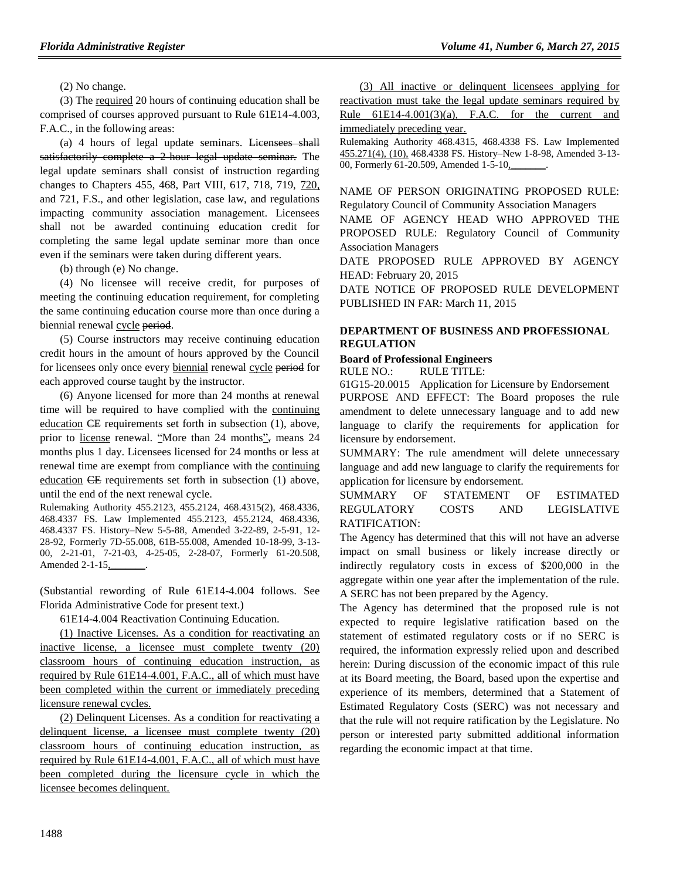(2) No change.

(3) The required 20 hours of continuing education shall be comprised of courses approved pursuant to Rule 61E14-4.003, F.A.C., in the following areas:

(a) 4 hours of legal update seminars. ~~Licensees shall satisfactorily complete a 2-hour legal update seminar.~~ The legal update seminars shall consist of instruction regarding changes to Chapters 455, 468, Part VIII, 617, 718, 719, 720, and 721, F.S., and other legislation, case law, and regulations impacting community association management. Licensees shall not be awarded continuing education credit for completing the same legal update seminar more than once even if the seminars were taken during different years.

(b) through (e) No change.

(4) No licensee will receive credit, for purposes of meeting the continuing education requirement, for completing the same continuing education course more than once during a biennial renewal cycle ~~period~~.

(5) Course instructors may receive continuing education credit hours in the amount of hours approved by the Council for licensees only once every biennial renewal cycle ~~period~~ for each approved course taught by the instructor.

(6) Anyone licensed for more than 24 months at renewal time will be required to have complied with the continuing education ~~CE~~ requirements set forth in subsection (1), above, prior to license renewal. "More than 24 months"~~,~~ means 24 months plus 1 day. Licensees licensed for 24 months or less at renewal time are exempt from compliance with the continuing education ~~CE~~ requirements set forth in subsection (1) above, until the end of the next renewal cycle.

Rulemaking Authority 455.2123, 455.2124, 468.4315(2), 468.4336, 468.4337 FS. Law Implemented 455.2123, 455.2124, 468.4336, 468.4337 FS. History–New 5-5-88, Amended 3-22-89, 2-5-91, 12-28-92, Formerly 7D-55.008, 61B-55.008, Amended 10-18-99, 3-13-00, 2-21-01, 7-21-03, 4-25-05, 2-28-07, Formerly 61-20.508, Amended 2-1-15,________.

(Substantial rewording of Rule 61E14-4.004 follows. See Florida Administrative Code for present text.)

61E14-4.004 Reactivation Continuing Education.

(1) Inactive Licenses. As a condition for reactivating an inactive license, a licensee must complete twenty (20) classroom hours of continuing education instruction, as required by Rule 61E14-4.001, F.A.C., all of which must have been completed within the current or immediately preceding licensure renewal cycles.

(2) Delinquent Licenses. As a condition for reactivating a delinquent license, a licensee must complete twenty (20) classroom hours of continuing education instruction, as required by Rule 61E14-4.001, F.A.C., all of which must have been completed during the licensure cycle in which the licensee becomes delinquent.

(3) All inactive or delinquent licensees applying for reactivation must take the legal update seminars required by Rule 61E14-4.001(3)(a), F.A.C. for the current and immediately preceding year.

Rulemaking Authority 468.4315, 468.4338 FS. Law Implemented 455.271(4), (10), 468.4338 FS. History–New 1-8-98, Amended 3-13-00, Formerly 61-20.509, Amended 1-5-10,________.

NAME OF PERSON ORIGINATING PROPOSED RULE: Regulatory Council of Community Association Managers

NAME OF AGENCY HEAD WHO APPROVED THE PROPOSED RULE: Regulatory Council of Community Association Managers

DATE PROPOSED RULE APPROVED BY AGENCY HEAD: February 20, 2015

DATE NOTICE OF PROPOSED RULE DEVELOPMENT PUBLISHED IN FAR: March 11, 2015

## DEPARTMENT OF BUSINESS AND PROFESSIONAL REGULATION

### Board of Professional Engineers

RULE NO.: RULE TITLE:

61G15-20.0015 Application for Licensure by Endorsement

PURPOSE AND EFFECT: The Board proposes the rule amendment to delete unnecessary language and to add new language to clarify the requirements for application for licensure by endorsement.

SUMMARY: The rule amendment will delete unnecessary language and add new language to clarify the requirements for application for licensure by endorsement.

SUMMARY OF STATEMENT OF ESTIMATED REGULATORY COSTS AND LEGISLATIVE RATIFICATION:

The Agency has determined that this will not have an adverse impact on small business or likely increase directly or indirectly regulatory costs in excess of $200,000 in the aggregate within one year after the implementation of the rule. A SERC has not been prepared by the Agency.

The Agency has determined that the proposed rule is not expected to require legislative ratification based on the statement of estimated regulatory costs or if no SERC is required, the information expressly relied upon and described herein: During discussion of the economic impact of this rule at its Board meeting, the Board, based upon the expertise and experience of its members, determined that a Statement of Estimated Regulatory Costs (SERC) was not necessary and that the rule will not require ratification by the Legislature. No person or interested party submitted additional information regarding the economic impact at that time.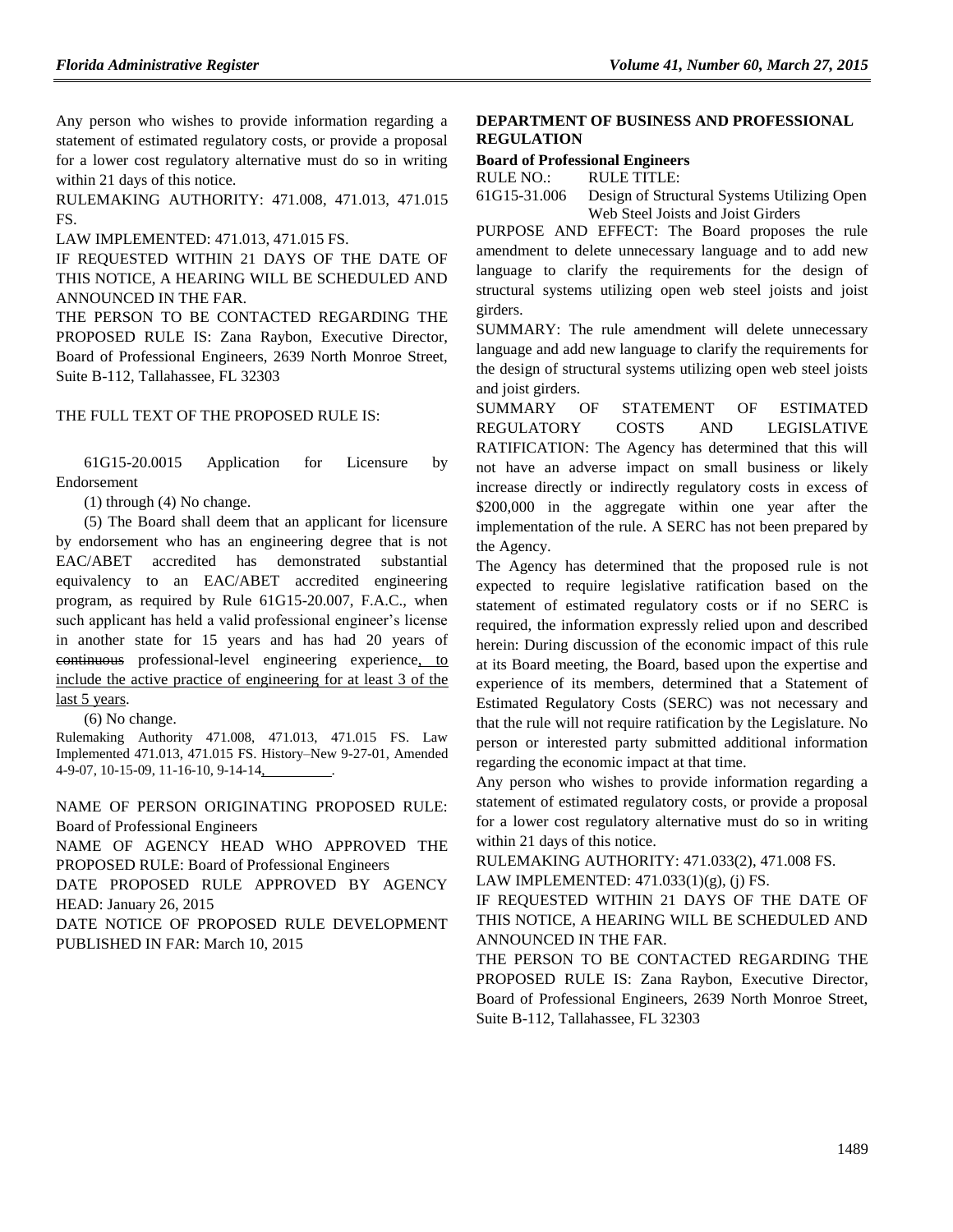Any person who wishes to provide information regarding a statement of estimated regulatory costs, or provide a proposal for a lower cost regulatory alternative must do so in writing within 21 days of this notice.

RULEMAKING AUTHORITY: 471.008, 471.013, 471.015 FS.

LAW IMPLEMENTED: 471.013, 471.015 FS.

IF REQUESTED WITHIN 21 DAYS OF THE DATE OF THIS NOTICE, A HEARING WILL BE SCHEDULED AND ANNOUNCED IN THE FAR.

THE PERSON TO BE CONTACTED REGARDING THE PROPOSED RULE IS: Zana Raybon, Executive Director, Board of Professional Engineers, 2639 North Monroe Street, Suite B-112, Tallahassee, FL 32303

THE FULL TEXT OF THE PROPOSED RULE IS:

61G15-20.0015 Application for Licensure by Endorsement

(1) through (4) No change.

(5) The Board shall deem that an applicant for licensure by endorsement who has an engineering degree that is not EAC/ABET accredited has demonstrated substantial equivalency to an EAC/ABET accredited engineering program, as required by Rule 61G15-20.007, F.A.C., when such applicant has held a valid professional engineer's license in another state for 15 years and has had 20 years of ~~continuous~~ professional-level engineering experience, to include the active practice of engineering for at least 3 of the last 5 years.

(6) No change.

Rulemaking Authority 471.008, 471.013, 471.015 FS. Law Implemented 471.013, 471.015 FS. History–New 9-27-01, Amended 4-9-07, 10-15-09, 11-16-10, 9-14-14, \_\_\_\_\_\_\_\_\_.

NAME OF PERSON ORIGINATING PROPOSED RULE: Board of Professional Engineers

NAME OF AGENCY HEAD WHO APPROVED THE PROPOSED RULE: Board of Professional Engineers

DATE PROPOSED RULE APPROVED BY AGENCY HEAD: January 26, 2015

DATE NOTICE OF PROPOSED RULE DEVELOPMENT PUBLISHED IN FAR: March 10, 2015

## DEPARTMENT OF BUSINESS AND PROFESSIONAL REGULATION

### Board of Professional Engineers

| RULE NO.: | RULE TITLE: |
|---|---|
| 61G15-31.006 | Design of Structural Systems Utilizing Open Web Steel Joists and Joist Girders |

PURPOSE AND EFFECT: The Board proposes the rule amendment to delete unnecessary language and to add new language to clarify the requirements for the design of structural systems utilizing open web steel joists and joist girders.

SUMMARY: The rule amendment will delete unnecessary language and add new language to clarify the requirements for the design of structural systems utilizing open web steel joists and joist girders.

SUMMARY OF STATEMENT OF ESTIMATED REGULATORY COSTS AND LEGISLATIVE RATIFICATION: The Agency has determined that this will not have an adverse impact on small business or likely increase directly or indirectly regulatory costs in excess of \$200,000 in the aggregate within one year after the implementation of the rule. A SERC has not been prepared by the Agency.

The Agency has determined that the proposed rule is not expected to require legislative ratification based on the statement of estimated regulatory costs or if no SERC is required, the information expressly relied upon and described herein: During discussion of the economic impact of this rule at its Board meeting, the Board, based upon the expertise and experience of its members, determined that a Statement of Estimated Regulatory Costs (SERC) was not necessary and that the rule will not require ratification by the Legislature. No person or interested party submitted additional information regarding the economic impact at that time.

Any person who wishes to provide information regarding a statement of estimated regulatory costs, or provide a proposal for a lower cost regulatory alternative must do so in writing within 21 days of this notice.

RULEMAKING AUTHORITY: 471.033(2), 471.008 FS.

LAW IMPLEMENTED: 471.033(1)(g), (j) FS.

IF REQUESTED WITHIN 21 DAYS OF THE DATE OF THIS NOTICE, A HEARING WILL BE SCHEDULED AND ANNOUNCED IN THE FAR.

THE PERSON TO BE CONTACTED REGARDING THE PROPOSED RULE IS: Zana Raybon, Executive Director, Board of Professional Engineers, 2639 North Monroe Street, Suite B-112, Tallahassee, FL 32303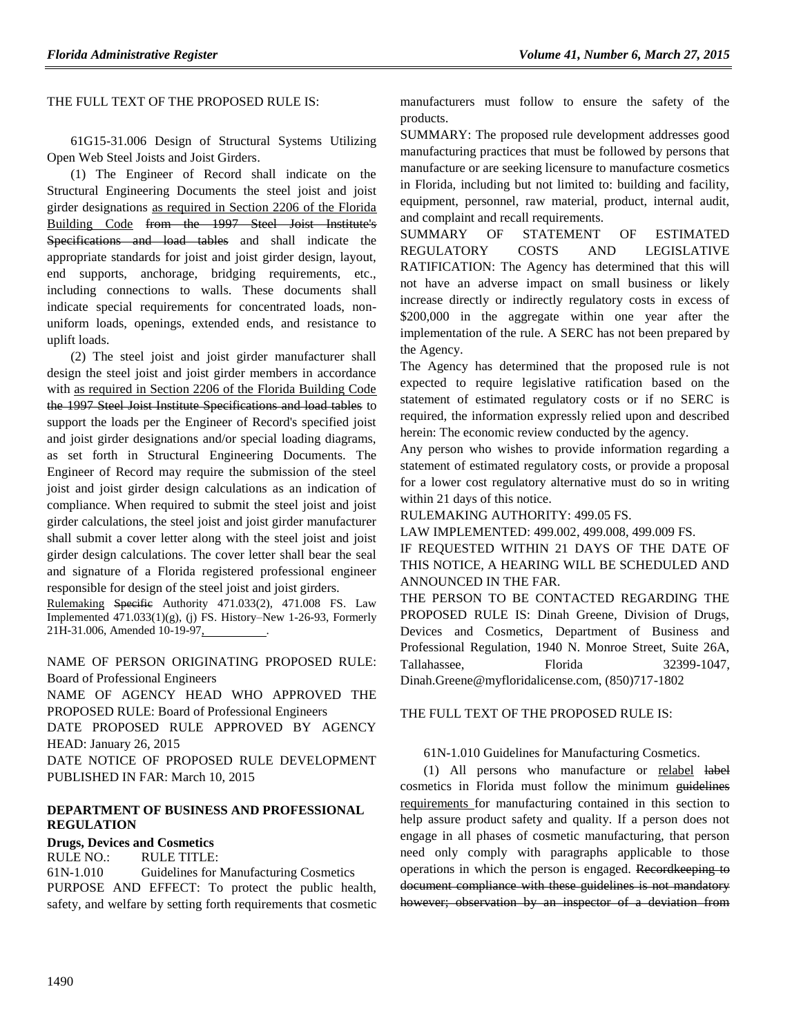THE FULL TEXT OF THE PROPOSED RULE IS:

61G15-31.006 Design of Structural Systems Utilizing Open Web Steel Joists and Joist Girders.

(1) The Engineer of Record shall indicate on the Structural Engineering Documents the steel joist and joist girder designations as required in Section 2206 of the Florida Building Code ~~from the 1997 Steel Joist Institute's Specifications and load tables~~ and shall indicate the appropriate standards for joist and joist girder design, layout, end supports, anchorage, bridging requirements, etc., including connections to walls. These documents shall indicate special requirements for concentrated loads, non-uniform loads, openings, extended ends, and resistance to uplift loads.

(2) The steel joist and joist girder manufacturer shall design the steel joist and joist girder members in accordance with as required in Section 2206 of the Florida Building Code ~~the 1997 Steel Joist Institute Specifications and load tables~~ to support the loads per the Engineer of Record's specified joist and joist girder designations and/or special loading diagrams, as set forth in Structural Engineering Documents. The Engineer of Record may require the submission of the steel joist and joist girder design calculations as an indication of compliance. When required to submit the steel joist and joist girder calculations, the steel joist and joist girder manufacturer shall submit a cover letter along with the steel joist and joist girder design calculations. The cover letter shall bear the seal and signature of a Florida registered professional engineer responsible for design of the steel joist and joist girders.

Rulemaking ~~Specific~~ Authority 471.033(2), 471.008 FS. Law Implemented 471.033(1)(g), (j) FS. History–New 1-26-93, Formerly 21H-31.006, Amended 10-19-97, ________.

NAME OF PERSON ORIGINATING PROPOSED RULE: Board of Professional Engineers

NAME OF AGENCY HEAD WHO APPROVED THE PROPOSED RULE: Board of Professional Engineers

DATE PROPOSED RULE APPROVED BY AGENCY HEAD: January 26, 2015

DATE NOTICE OF PROPOSED RULE DEVELOPMENT PUBLISHED IN FAR: March 10, 2015

## DEPARTMENT OF BUSINESS AND PROFESSIONAL REGULATION

### Drugs, Devices and Cosmetics

RULE NO.: RULE TITLE:

61N-1.010 Guidelines for Manufacturing Cosmetics

PURPOSE AND EFFECT: To protect the public health, safety, and welfare by setting forth requirements that cosmetic manufacturers must follow to ensure the safety of the products.

SUMMARY: The proposed rule development addresses good manufacturing practices that must be followed by persons that manufacture or are seeking licensure to manufacture cosmetics in Florida, including but not limited to: building and facility, equipment, personnel, raw material, product, internal audit, and complaint and recall requirements.

SUMMARY OF STATEMENT OF ESTIMATED REGULATORY COSTS AND LEGISLATIVE RATIFICATION: The Agency has determined that this will not have an adverse impact on small business or likely increase directly or indirectly regulatory costs in excess of $200,000 in the aggregate within one year after the implementation of the rule. A SERC has not been prepared by the Agency.

The Agency has determined that the proposed rule is not expected to require legislative ratification based on the statement of estimated regulatory costs or if no SERC is required, the information expressly relied upon and described herein: The economic review conducted by the agency.

Any person who wishes to provide information regarding a statement of estimated regulatory costs, or provide a proposal for a lower cost regulatory alternative must do so in writing within 21 days of this notice.

RULEMAKING AUTHORITY: 499.05 FS.

LAW IMPLEMENTED: 499.002, 499.008, 499.009 FS.

IF REQUESTED WITHIN 21 DAYS OF THE DATE OF THIS NOTICE, A HEARING WILL BE SCHEDULED AND ANNOUNCED IN THE FAR.

THE PERSON TO BE CONTACTED REGARDING THE PROPOSED RULE IS: Dinah Greene, Division of Drugs, Devices and Cosmetics, Department of Business and Professional Regulation, 1940 N. Monroe Street, Suite 26A, Tallahassee, Florida 32399-1047, Dinah.Greene@myfloridalicense.com, (850)717-1802

THE FULL TEXT OF THE PROPOSED RULE IS:

61N-1.010 Guidelines for Manufacturing Cosmetics.

(1) All persons who manufacture or relabel ~~label~~ cosmetics in Florida must follow the minimum ~~guidelines~~ requirements for manufacturing contained in this section to help assure product safety and quality. If a person does not engage in all phases of cosmetic manufacturing, that person need only comply with paragraphs applicable to those operations in which the person is engaged. ~~Recordkeeping to document compliance with these guidelines is not mandatory however; observation by an inspector of a deviation from~~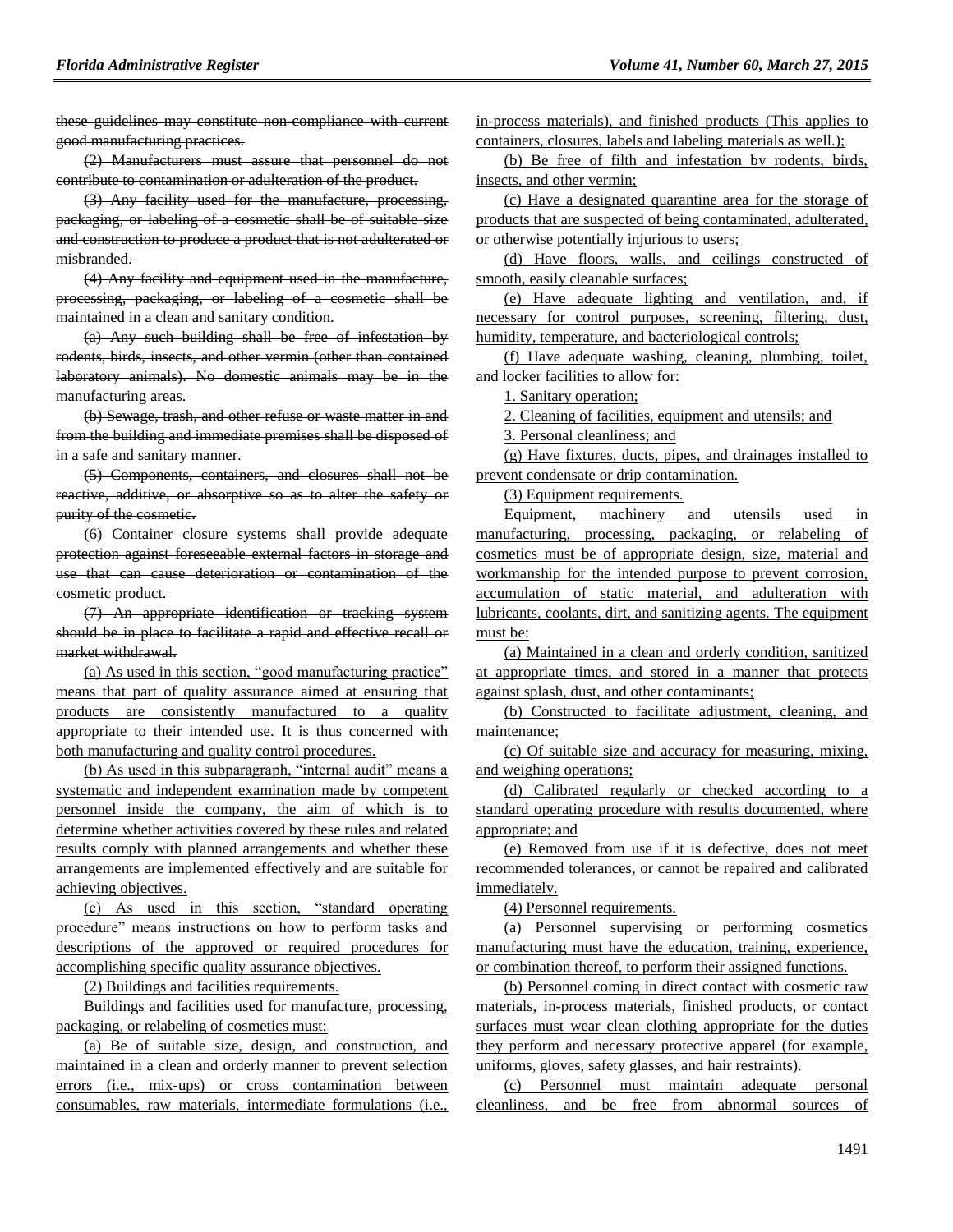~~these guidelines may constitute non-compliance with current good manufacturing practices.~~

~~(2) Manufacturers must assure that personnel do not contribute to contamination or adulteration of the product.~~

~~(3) Any facility used for the manufacture, processing, packaging, or labeling of a cosmetic shall be of suitable size and construction to produce a product that is not adulterated or misbranded.~~

~~(4) Any facility and equipment used in the manufacture, processing, packaging, or labeling of a cosmetic shall be maintained in a clean and sanitary condition.~~

~~(a) Any such building shall be free of infestation by rodents, birds, insects, and other vermin (other than contained laboratory animals). No domestic animals may be in the manufacturing areas.~~

~~(b) Sewage, trash, and other refuse or waste matter in and from the building and immediate premises shall be disposed of in a safe and sanitary manner.~~

~~(5) Components, containers, and closures shall not be reactive, additive, or absorptive so as to alter the safety or purity of the cosmetic.~~

~~(6) Container closure systems shall provide adequate protection against foreseeable external factors in storage and use that can cause deterioration or contamination of the cosmetic product.~~

~~(7) An appropriate identification or tracking system should be in place to facilitate a rapid and effective recall or market withdrawal.~~

<u>(a) As used in this section, "good manufacturing practice" means that part of quality assurance aimed at ensuring that products are consistently manufactured to a quality appropriate to their intended use. It is thus concerned with both manufacturing and quality control procedures.</u>

<u>(b) As used in this subparagraph, "internal audit" means a systematic and independent examination made by competent personnel inside the company, the aim of which is to determine whether activities covered by these rules and related results comply with planned arrangements and whether these arrangements are implemented effectively and are suitable for achieving objectives.</u>

<u>(c) As used in this section, "standard operating procedure" means instructions on how to perform tasks and descriptions of the approved or required procedures for accomplishing specific quality assurance objectives.</u>

<u>(2) Buildings and facilities requirements.</u>

<u>Buildings and facilities used for manufacture, processing, packaging, or relabeling of cosmetics must:</u>

<u>(a) Be of suitable size, design, and construction, and maintained in a clean and orderly manner to prevent selection errors (i.e., mix-ups) or cross contamination between consumables, raw materials, intermediate formulations (i.e., in-process materials), and finished products (This applies to containers, closures, labels and labeling materials as well.);</u>

<u>(b) Be free of filth and infestation by rodents, birds, insects, and other vermin;</u>

<u>(c) Have a designated quarantine area for the storage of products that are suspected of being contaminated, adulterated, or otherwise potentially injurious to users;</u>

<u>(d) Have floors, walls, and ceilings constructed of smooth, easily cleanable surfaces;</u>

<u>(e) Have adequate lighting and ventilation, and, if necessary for control purposes, screening, filtering, dust, humidity, temperature, and bacteriological controls;</u>

<u>(f) Have adequate washing, cleaning, plumbing, toilet, and locker facilities to allow for:</u>

<u>1. Sanitary operation;</u>

<u>2. Cleaning of facilities, equipment and utensils; and</u>

<u>3. Personal cleanliness; and</u>

<u>(g) Have fixtures, ducts, pipes, and drainages installed to prevent condensate or drip contamination.</u>

<u>(3) Equipment requirements.</u>

<u>Equipment, machinery and utensils used in manufacturing, processing, packaging, or relabeling of cosmetics must be of appropriate design, size, material and workmanship for the intended purpose to prevent corrosion, accumulation of static material, and adulteration with lubricants, coolants, dirt, and sanitizing agents. The equipment must be:</u>

<u>(a) Maintained in a clean and orderly condition, sanitized at appropriate times, and stored in a manner that protects against splash, dust, and other contaminants;</u>

<u>(b) Constructed to facilitate adjustment, cleaning, and maintenance;</u>

<u>(c) Of suitable size and accuracy for measuring, mixing, and weighing operations;</u>

<u>(d) Calibrated regularly or checked according to a standard operating procedure with results documented, where appropriate; and</u>

<u>(e) Removed from use if it is defective, does not meet recommended tolerances, or cannot be repaired and calibrated immediately.</u>

<u>(4) Personnel requirements.</u>

<u>(a) Personnel supervising or performing cosmetics manufacturing must have the education, training, experience, or combination thereof, to perform their assigned functions.</u>

<u>(b) Personnel coming in direct contact with cosmetic raw materials, in-process materials, finished products, or contact surfaces must wear clean clothing appropriate for the duties they perform and necessary protective apparel (for example, uniforms, gloves, safety glasses, and hair restraints).</u>

<u>(c) Personnel must maintain adequate personal cleanliness, and be free from abnormal sources of</u>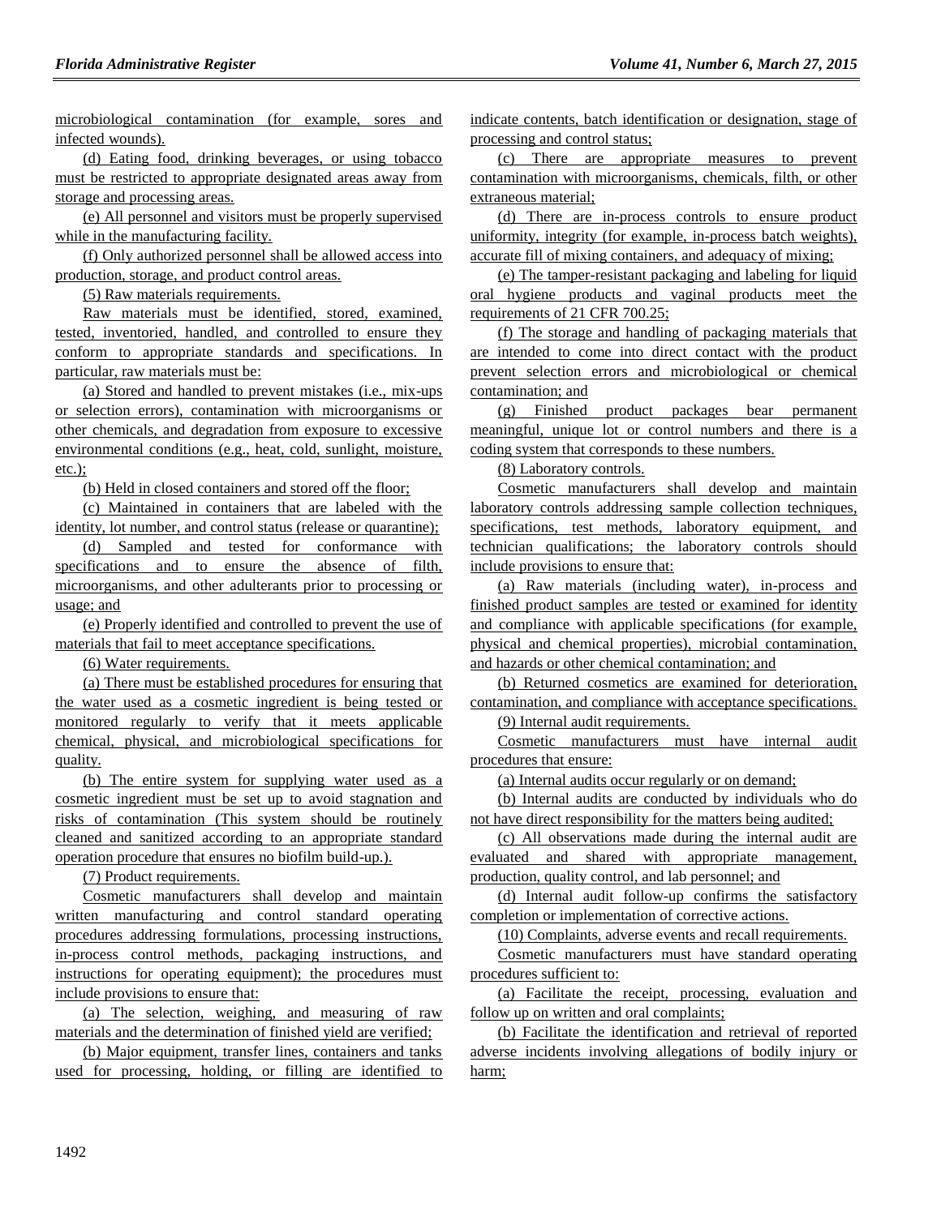microbiological contamination (for example, sores and infected wounds).

(d) Eating food, drinking beverages, or using tobacco must be restricted to appropriate designated areas away from storage and processing areas.

(e) All personnel and visitors must be properly supervised while in the manufacturing facility.

(f) Only authorized personnel shall be allowed access into production, storage, and product control areas.

(5) Raw materials requirements.

Raw materials must be identified, stored, examined, tested, inventoried, handled, and controlled to ensure they conform to appropriate standards and specifications. In particular, raw materials must be:

(a) Stored and handled to prevent mistakes (i.e., mix-ups or selection errors), contamination with microorganisms or other chemicals, and degradation from exposure to excessive environmental conditions (e.g., heat, cold, sunlight, moisture, etc.);

(b) Held in closed containers and stored off the floor;

(c) Maintained in containers that are labeled with the identity, lot number, and control status (release or quarantine);

(d) Sampled and tested for conformance with specifications and to ensure the absence of filth, microorganisms, and other adulterants prior to processing or usage; and

(e) Properly identified and controlled to prevent the use of materials that fail to meet acceptance specifications.

(6) Water requirements.

(a) There must be established procedures for ensuring that the water used as a cosmetic ingredient is being tested or monitored regularly to verify that it meets applicable chemical, physical, and microbiological specifications for quality.

(b) The entire system for supplying water used as a cosmetic ingredient must be set up to avoid stagnation and risks of contamination (This system should be routinely cleaned and sanitized according to an appropriate standard operation procedure that ensures no biofilm build-up.).

(7) Product requirements.

Cosmetic manufacturers shall develop and maintain written manufacturing and control standard operating procedures addressing formulations, processing instructions, in-process control methods, packaging instructions, and instructions for operating equipment); the procedures must include provisions to ensure that:

(a) The selection, weighing, and measuring of raw materials and the determination of finished yield are verified;

(b) Major equipment, transfer lines, containers and tanks used for processing, holding, or filling are identified to indicate contents, batch identification or designation, stage of processing and control status;

(c) There are appropriate measures to prevent contamination with microorganisms, chemicals, filth, or other extraneous material;

(d) There are in-process controls to ensure product uniformity, integrity (for example, in-process batch weights), accurate fill of mixing containers, and adequacy of mixing;

(e) The tamper-resistant packaging and labeling for liquid oral hygiene products and vaginal products meet the requirements of 21 CFR 700.25;

(f) The storage and handling of packaging materials that are intended to come into direct contact with the product prevent selection errors and microbiological or chemical contamination; and

(g) Finished product packages bear permanent meaningful, unique lot or control numbers and there is a coding system that corresponds to these numbers.

(8) Laboratory controls.

Cosmetic manufacturers shall develop and maintain laboratory controls addressing sample collection techniques, specifications, test methods, laboratory equipment, and technician qualifications; the laboratory controls should include provisions to ensure that:

(a) Raw materials (including water), in-process and finished product samples are tested or examined for identity and compliance with applicable specifications (for example, physical and chemical properties), microbial contamination, and hazards or other chemical contamination; and

(b) Returned cosmetics are examined for deterioration, contamination, and compliance with acceptance specifications.

(9) Internal audit requirements.

Cosmetic manufacturers must have internal audit procedures that ensure:

(a) Internal audits occur regularly or on demand;

(b) Internal audits are conducted by individuals who do not have direct responsibility for the matters being audited;

(c) All observations made during the internal audit are evaluated and shared with appropriate management, production, quality control, and lab personnel; and

(d) Internal audit follow-up confirms the satisfactory completion or implementation of corrective actions.

(10) Complaints, adverse events and recall requirements.

Cosmetic manufacturers must have standard operating procedures sufficient to:

(a) Facilitate the receipt, processing, evaluation and follow up on written and oral complaints;

(b) Facilitate the identification and retrieval of reported adverse incidents involving allegations of bodily injury or harm;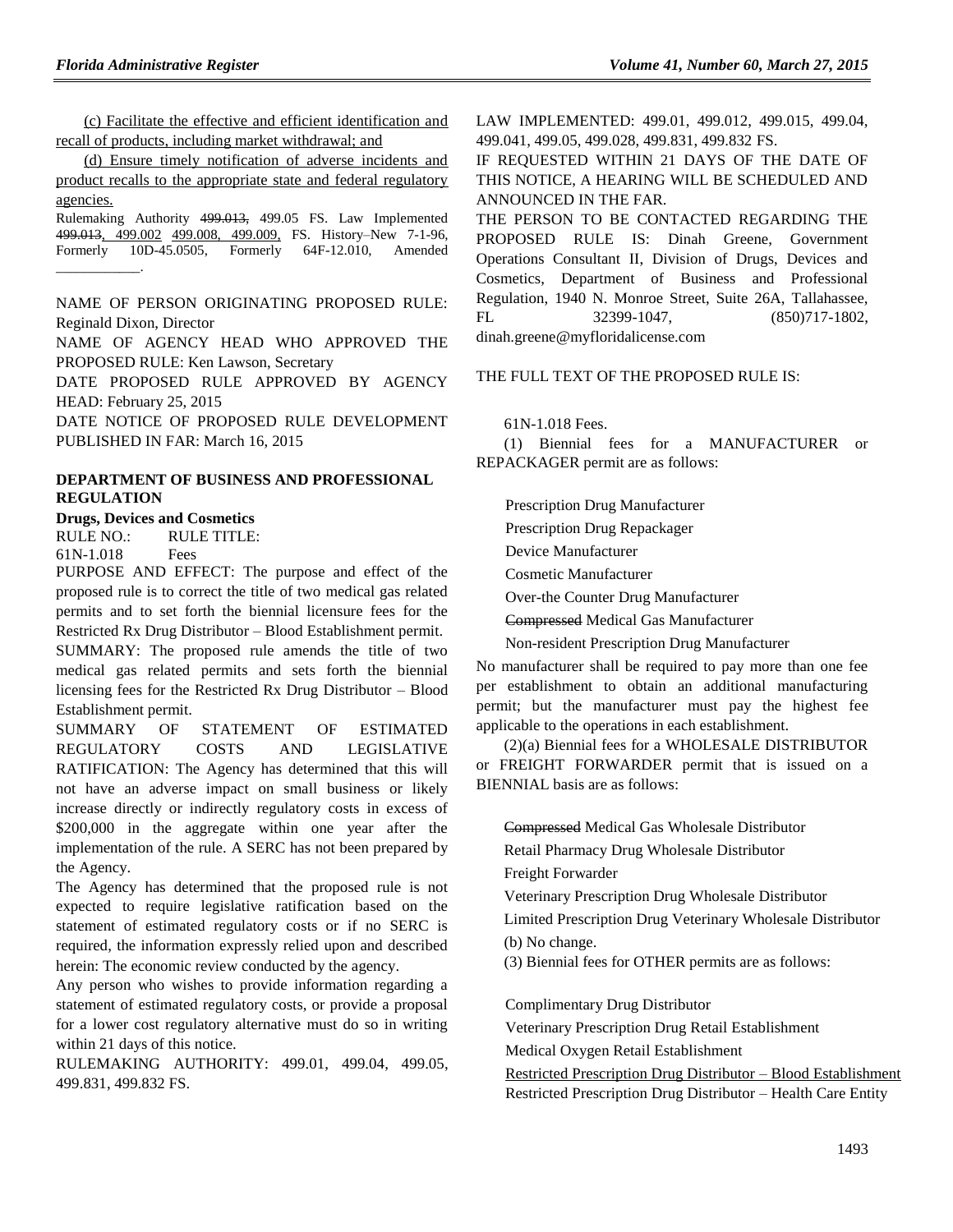(c) Facilitate the effective and efficient identification and recall of products, including market withdrawal; and

(d) Ensure timely notification of adverse incidents and product recalls to the appropriate state and federal regulatory agencies.

Rulemaking Authority 499.013, 499.05 FS. Law Implemented 499.013, 499.002 499.008, 499.009, FS. History–New 7-1-96, Formerly 10D-45.0505, Formerly 64F-12.010, Amended ____________.

NAME OF PERSON ORIGINATING PROPOSED RULE: Reginald Dixon, Director

NAME OF AGENCY HEAD WHO APPROVED THE PROPOSED RULE: Ken Lawson, Secretary

DATE PROPOSED RULE APPROVED BY AGENCY HEAD: February 25, 2015

DATE NOTICE OF PROPOSED RULE DEVELOPMENT PUBLISHED IN FAR: March 16, 2015

## DEPARTMENT OF BUSINESS AND PROFESSIONAL REGULATION

### Drugs, Devices and Cosmetics

RULE NO.: RULE TITLE:

61N-1.018 Fees

PURPOSE AND EFFECT: The purpose and effect of the proposed rule is to correct the title of two medical gas related permits and to set forth the biennial licensure fees for the Restricted Rx Drug Distributor – Blood Establishment permit.

SUMMARY: The proposed rule amends the title of two medical gas related permits and sets forth the biennial licensing fees for the Restricted Rx Drug Distributor – Blood Establishment permit.

SUMMARY OF STATEMENT OF ESTIMATED REGULATORY COSTS AND LEGISLATIVE RATIFICATION: The Agency has determined that this will not have an adverse impact on small business or likely increase directly or indirectly regulatory costs in excess of $200,000 in the aggregate within one year after the implementation of the rule. A SERC has not been prepared by the Agency.

The Agency has determined that the proposed rule is not expected to require legislative ratification based on the statement of estimated regulatory costs or if no SERC is required, the information expressly relied upon and described herein: The economic review conducted by the agency.

Any person who wishes to provide information regarding a statement of estimated regulatory costs, or provide a proposal for a lower cost regulatory alternative must do so in writing within 21 days of this notice.

RULEMAKING AUTHORITY: 499.01, 499.04, 499.05, 499.831, 499.832 FS.

LAW IMPLEMENTED: 499.01, 499.012, 499.015, 499.04, 499.041, 499.05, 499.028, 499.831, 499.832 FS.

IF REQUESTED WITHIN 21 DAYS OF THE DATE OF THIS NOTICE, A HEARING WILL BE SCHEDULED AND ANNOUNCED IN THE FAR.

THE PERSON TO BE CONTACTED REGARDING THE PROPOSED RULE IS: Dinah Greene, Government Operations Consultant II, Division of Drugs, Devices and Cosmetics, Department of Business and Professional Regulation, 1940 N. Monroe Street, Suite 26A, Tallahassee, FL 32399-1047, (850)717-1802, dinah.greene@myfloridalicense.com

THE FULL TEXT OF THE PROPOSED RULE IS:

61N-1.018 Fees.

(1) Biennial fees for a MANUFACTURER or REPACKAGER permit are as follows:

Prescription Drug Manufacturer

Prescription Drug Repackager

Device Manufacturer

Cosmetic Manufacturer

Over-the Counter Drug Manufacturer

~~Compressed~~ Medical Gas Manufacturer

Non-resident Prescription Drug Manufacturer

No manufacturer shall be required to pay more than one fee per establishment to obtain an additional manufacturing permit; but the manufacturer must pay the highest fee applicable to the operations in each establishment.

(2)(a) Biennial fees for a WHOLESALE DISTRIBUTOR or FREIGHT FORWARDER permit that is issued on a BIENNIAL basis are as follows:

~~Compressed~~ Medical Gas Wholesale Distributor

Retail Pharmacy Drug Wholesale Distributor

Freight Forwarder

Veterinary Prescription Drug Wholesale Distributor

Limited Prescription Drug Veterinary Wholesale Distributor

(b) No change.

(3) Biennial fees for OTHER permits are as follows:

Complimentary Drug Distributor

Veterinary Prescription Drug Retail Establishment

Medical Oxygen Retail Establishment

Restricted Prescription Drug Distributor – Blood Establishment

Restricted Prescription Drug Distributor – Health Care Entity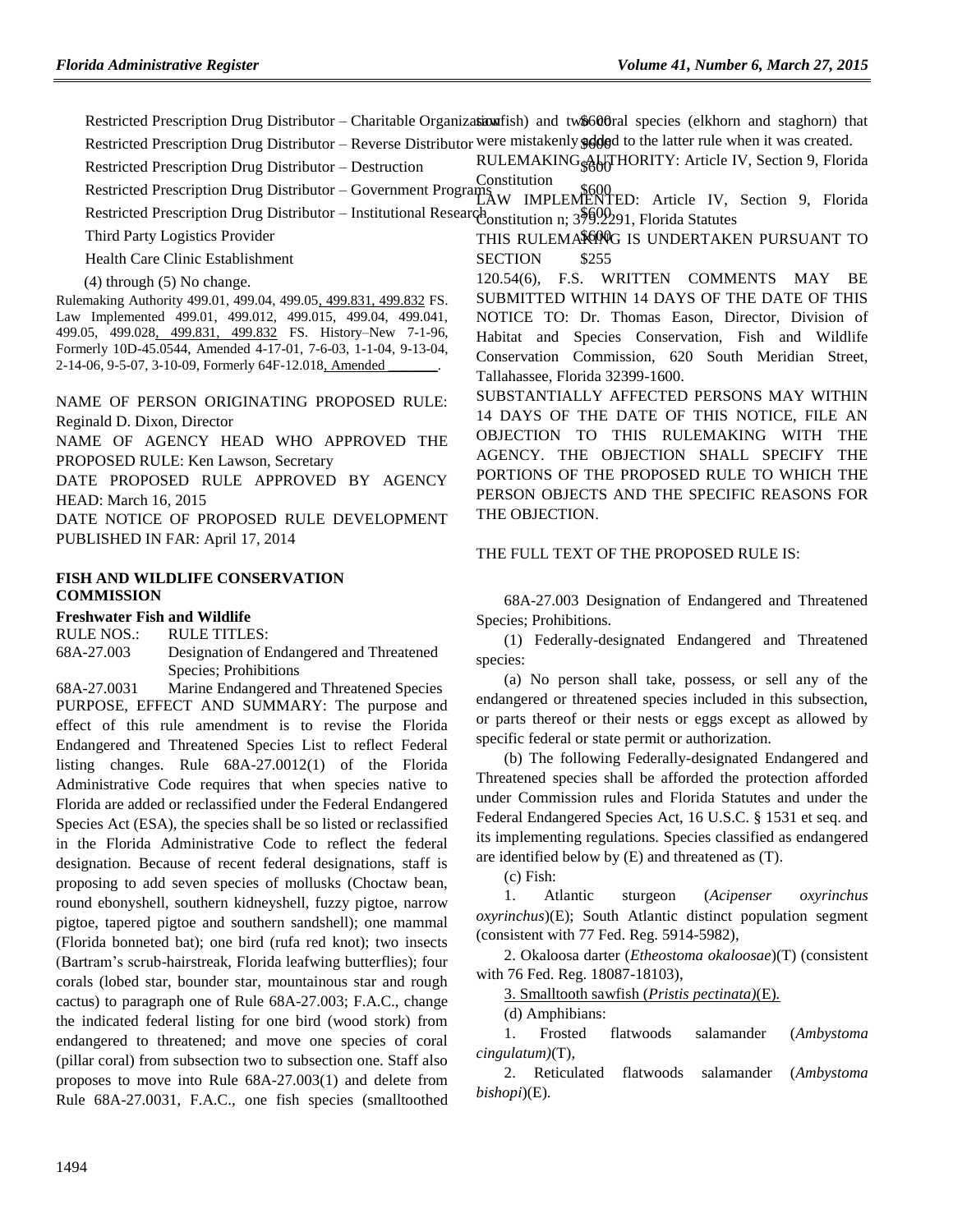| | |
|---|---|
| Restricted Prescription Drug Distributor – Charitable Organization | $600 |
| Restricted Prescription Drug Distributor – Reverse Distributor | $600 |
| Restricted Prescription Drug Distributor – Destruction | $600 |
| Restricted Prescription Drug Distributor – Government Programs | $600 |
| Restricted Prescription Drug Distributor – Institutional Research | $600 |
| Third Party Logistics Provider | $600 |
| Health Care Clinic Establishment | $255 |

(4) through (5) No change.

Rulemaking Authority 499.01, 499.04, 499.05, 499.831, 499.832 FS. Law Implemented 499.01, 499.012, 499.015, 499.04, 499.041, 499.05, 499.028, 499.831, 499.832 FS. History–New 7-1-96, Formerly 10D-45.0544, Amended 4-17-01, 7-6-03, 1-1-04, 9-13-04, 2-14-06, 9-5-07, 3-10-09, Formerly 64F-12.018, Amended ________.

NAME OF PERSON ORIGINATING PROPOSED RULE: Reginald D. Dixon, Director

NAME OF AGENCY HEAD WHO APPROVED THE PROPOSED RULE: Ken Lawson, Secretary

DATE PROPOSED RULE APPROVED BY AGENCY HEAD: March 16, 2015

DATE NOTICE OF PROPOSED RULE DEVELOPMENT PUBLISHED IN FAR: April 17, 2014

## FISH AND WILDLIFE CONSERVATION COMMISSION

### Freshwater Fish and Wildlife

| RULE NOS.: | RULE TITLES: |
|---|---|
| 68A-27.003 | Designation of Endangered and Threatened Species; Prohibitions |
| 68A-27.0031 | Marine Endangered and Threatened Species |

PURPOSE, EFFECT AND SUMMARY: The purpose and effect of this rule amendment is to revise the Florida Endangered and Threatened Species List to reflect Federal listing changes. Rule 68A-27.0012(1) of the Florida Administrative Code requires that when species native to Florida are added or reclassified under the Federal Endangered Species Act (ESA), the species shall be so listed or reclassified in the Florida Administrative Code to reflect the federal designation. Because of recent federal designations, staff is proposing to add seven species of mollusks (Choctaw bean, round ebonyshell, southern kidneyshell, fuzzy pigtoe, narrow pigtoe, tapered pigtoe and southern sandshell); one mammal (Florida bonneted bat); one bird (rufa red knot); two insects (Bartram's scrub-hairstreak, Florida leafwing butterflies); four corals (lobed star, bounder star, mountainous star and rough cactus) to paragraph one of Rule 68A-27.003; F.A.C., change the indicated federal listing for one bird (wood stork) from endangered to threatened; and move one species of coral (pillar coral) from subsection two to subsection one. Staff also proposes to move into Rule 68A-27.003(1) and delete from Rule 68A-27.0031, F.A.C., one fish species (smalltoothed sawfish) and two coral species (elkhorn and staghorn) that were mistakenly added to the latter rule when it was created.

RULEMAKING AUTHORITY: Article IV, Section 9, Florida Constitution

LAW IMPLEMENTED: Article IV, Section 9, Florida Constitution n; 379.2291, Florida Statutes

THIS RULEMAKING IS UNDERTAKEN PURSUANT TO SECTION 120.54(6), F.S. WRITTEN COMMENTS MAY BE SUBMITTED WITHIN 14 DAYS OF THE DATE OF THIS NOTICE TO: Dr. Thomas Eason, Director, Division of Habitat and Species Conservation, Fish and Wildlife Conservation Commission, 620 South Meridian Street, Tallahassee, Florida 32399-1600.

SUBSTANTIALLY AFFECTED PERSONS MAY WITHIN 14 DAYS OF THE DATE OF THIS NOTICE, FILE AN OBJECTION TO THIS RULEMAKING WITH THE AGENCY. THE OBJECTION SHALL SPECIFY THE PORTIONS OF THE PROPOSED RULE TO WHICH THE PERSON OBJECTS AND THE SPECIFIC REASONS FOR THE OBJECTION.

THE FULL TEXT OF THE PROPOSED RULE IS:

68A-27.003 Designation of Endangered and Threatened Species; Prohibitions.

(1) Federally-designated Endangered and Threatened species:

(a) No person shall take, possess, or sell any of the endangered or threatened species included in this subsection, or parts thereof or their nests or eggs except as allowed by specific federal or state permit or authorization.

(b) The following Federally-designated Endangered and Threatened species shall be afforded the protection afforded under Commission rules and Florida Statutes and under the Federal Endangered Species Act, 16 U.S.C. § 1531 et seq. and its implementing regulations. Species classified as endangered are identified below by (E) and threatened as (T).

(c) Fish:

1. Atlantic sturgeon (*Acipenser oxyrinchus oxyrinchus*)(E); South Atlantic distinct population segment (consistent with 77 Fed. Reg. 5914-5982),

2. Okaloosa darter (*Etheostoma okaloosae*)(T) (consistent with 76 Fed. Reg. 18087-18103),

3. Smalltooth sawfish (*Pristis pectinata)*(E).

(d) Amphibians:

1. Frosted flatwoods salamander (*Ambystoma cingulatum)*(T),

2. Reticulated flatwoods salamander (*Ambystoma bishopi*)(E).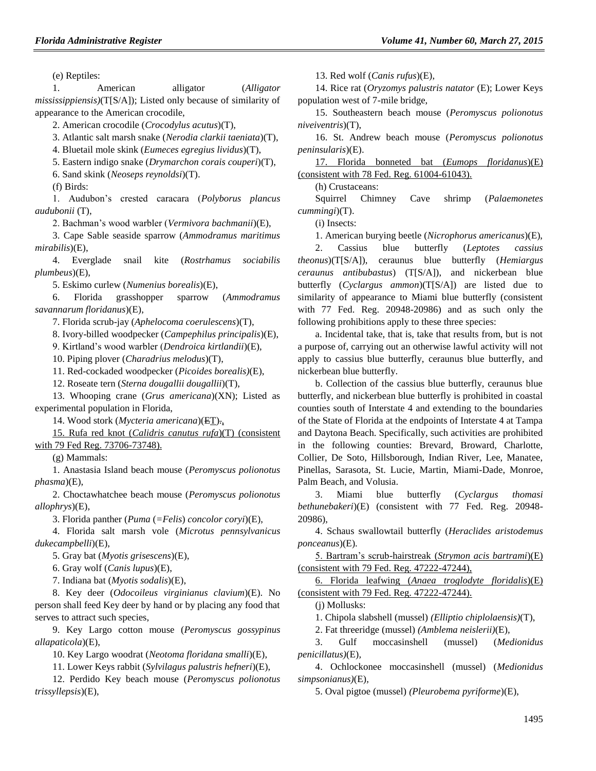(e) Reptiles:

1. American alligator (*Alligator mississippiensis)*(T[S/A]); Listed only because of similarity of appearance to the American crocodile,

2. American crocodile (*Crocodylus acutus*)(T),

3. Atlantic salt marsh snake (*Nerodia clarkii taeniata*)(T),

4. Bluetail mole skink (*Eumeces egregius lividus*)(T),

5. Eastern indigo snake (*Drymarchon corais couperi*)(T),

6. Sand skink (*Neoseps reynoldsi*)(T).

(f) Birds:

1. Audubon's crested caracara (*Polyborus plancus audubonii* (T),

2. Bachman's wood warbler (*Vermivora bachmanii*)(E),

3. Cape Sable seaside sparrow (*Ammodramus maritimus mirabilis*)(E),

4. Everglade snail kite (*Rostrhamus sociabilis plumbeus*)(E),

5. Eskimo curlew (*Numenius borealis*)(E),

6. Florida grasshopper sparrow (*Ammodramus savannarum floridanus*)(E),

7. Florida scrub-jay (*Aphelocoma coerulescens*)(T),

8. Ivory-billed woodpecker (*Campephilus principalis*)(E),

9. Kirtland's wood warbler (*Dendroica kirtlandii*)(E),

10. Piping plover (*Charadrius melodus*)(T),

11. Red-cockaded woodpecker (*Picoides borealis)*(E),

12. Roseate tern (*Sterna dougallii dougallii*)(T),

13. Whooping crane (*Grus americana*)(XN); Listed as experimental population in Florida,

14. Wood stork (*Mycteria americana*)(~~E~~T)~~.~~,

15. Rufa red knot (*Calidris canutus rufa*)(T) (consistent with 79 Fed Reg. 73706-73748).

(g) Mammals:

1. Anastasia Island beach mouse (*Peromyscus polionotus phasma*)(E),

2. Choctawhatchee beach mouse (*Peromyscus polionotus allophrys*)(E),

3. Florida panther (*Puma* (*=Felis*) *concolor coryi*)(E),

4. Florida salt marsh vole (*Microtus pennsylvanicus dukecampbelli*)(E),

5. Gray bat (*Myotis grisescens*)(E),

6. Gray wolf (*Canis lupus*)(E),

7. Indiana bat (*Myotis sodalis*)(E),

8. Key deer (*Odocoileus virginianus clavium*)(E). No person shall feed Key deer by hand or by placing any food that serves to attract such species,

9. Key Largo cotton mouse (*Peromyscus gossypinus allapaticola*)(E),

10. Key Largo woodrat (*Neotoma floridana smalli*)(E),

11. Lower Keys rabbit (*Sylvilagus palustris hefneri*)(E),

12. Perdido Key beach mouse (*Peromyscus polionotus trissyllepsis*)(E),

13. Red wolf (*Canis rufus*)(E),

14. Rice rat (*Oryzomys palustris natator* (E); Lower Keys population west of 7-mile bridge,

15. Southeastern beach mouse (*Peromyscus polionotus niveiventris*)(T),

16. St. Andrew beach mouse (*Peromyscus polionotus peninsularis*)(E).

17. Florida bonneted bat (*Eumops floridanus*)(E) (consistent with 78 Fed. Reg. 61004-61043).

(h) Crustaceans:

Squirrel Chimney Cave shrimp (*Palaemonetes cummingi*)(T).

(i) Insects:

1. American burying beetle (*Nicrophorus americanus*)(E),

2. Cassius blue butterfly (*Leptotes cassius theonus*)(T[S/A]), ceraunus blue butterfly (*Hemiargus ceraunus antibubastus*) (T[S/A]), and nickerbean blue butterfly (*Cyclargus ammon*)(T[S/A]) are listed due to similarity of appearance to Miami blue butterfly (consistent with 77 Fed. Reg. 20948-20986) and as such only the following prohibitions apply to these three species:

a. Incidental take, that is, take that results from, but is not a purpose of, carrying out an otherwise lawful activity will not apply to cassius blue butterfly, ceraunus blue butterfly, and nickerbean blue butterfly.

b. Collection of the cassius blue butterfly, ceraunus blue butterfly, and nickerbean blue butterfly is prohibited in coastal counties south of Interstate 4 and extending to the boundaries of the State of Florida at the endpoints of Interstate 4 at Tampa and Daytona Beach. Specifically, such activities are prohibited in the following counties: Brevard, Broward, Charlotte, Collier, De Soto, Hillsborough, Indian River, Lee, Manatee, Pinellas, Sarasota, St. Lucie, Martin, Miami-Dade, Monroe, Palm Beach, and Volusia.

3. Miami blue butterfly (*Cyclargus thomasi bethunebakeri*)(E) (consistent with 77 Fed. Reg. 20948-20986),

4. Schaus swallowtail butterfly (*Heraclides aristodemus ponceanus*)(E).

5. Bartram's scrub-hairstreak (*Strymon acis bartrami*)(E) (consistent with 79 Fed. Reg. 47222-47244),

6. Florida leafwing (*Anaea troglodyte floridalis*)(E) (consistent with 79 Fed. Reg. 47222-47244).

(j) Mollusks:

1. Chipola slabshell (mussel) *(Elliptio chiplolaensis)*(T),

2. Fat threeridge (mussel) *(Amblema neislerii)*(E),

3. Gulf moccasinshell (mussel) (*Medionidus penicillatus)*(E),

4. Ochlockonee moccasinshell (mussel) (*Medionidus simpsonianus)*(E),

5. Oval pigtoe (mussel) *(Pleurobema pyriforme*)(E),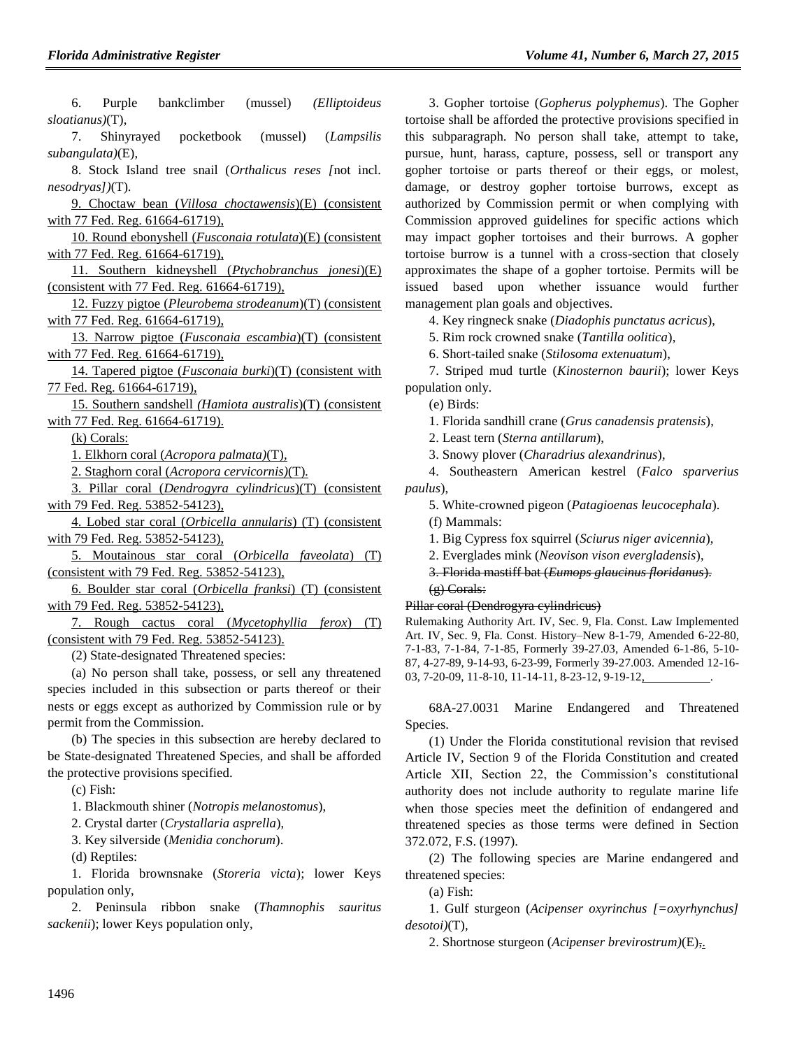6. Purple bankclimber (mussel) *(Elliptoideus sloatianus)*(T),

7. Shinyrayed pocketbook (mussel) (*Lampsilis subangulata)*(E),

8. Stock Island tree snail (*Orthalicus reses [*not incl. *nesodryas])*(T).

9. Choctaw bean (*Villosa choctawensis*)(E) (consistent with 77 Fed. Reg. 61664-61719),

10. Round ebonyshell (*Fusconaia rotulata*)(E) (consistent with 77 Fed. Reg. 61664-61719),

11. Southern kidneyshell (*Ptychobranchus jonesi*)(E) (consistent with 77 Fed. Reg. 61664-61719),

12. Fuzzy pigtoe (*Pleurobema strodeanum*)(T) (consistent with 77 Fed. Reg. 61664-61719),

13. Narrow pigtoe (*Fusconaia escambia*)(T) (consistent with 77 Fed. Reg. 61664-61719),

14. Tapered pigtoe (*Fusconaia burki*)(T) (consistent with 77 Fed. Reg. 61664-61719),

15. Southern sandshell *(Hamiota australis*)(T) (consistent with 77 Fed. Reg. 61664-61719).

(k) Corals:

1. Elkhorn coral (*Acropora palmata)*(T),

2. Staghorn coral (*Acropora cervicornis)*(T).

3. Pillar coral (*Dendrogyra cylindricus*)(T) (consistent with 79 Fed. Reg. 53852-54123),

4. Lobed star coral (*Orbicella annularis*) (T) (consistent with 79 Fed. Reg. 53852-54123),

5. Moutainous star coral (*Orbicella faveolata*) (T) (consistent with 79 Fed. Reg. 53852-54123),

6. Boulder star coral (*Orbicella franksi*) (T) (consistent with 79 Fed. Reg. 53852-54123),

7. Rough cactus coral (*Mycetophyllia ferox*) (T) (consistent with 79 Fed. Reg. 53852-54123).

(2) State-designated Threatened species:

(a) No person shall take, possess, or sell any threatened species included in this subsection or parts thereof or their nests or eggs except as authorized by Commission rule or by permit from the Commission.

(b) The species in this subsection are hereby declared to be State-designated Threatened Species, and shall be afforded the protective provisions specified.

(c) Fish:

1. Blackmouth shiner (*Notropis melanostomus*),

2. Crystal darter (*Crystallaria asprella*),

3. Key silverside (*Menidia conchorum*).

(d) Reptiles:

1. Florida brownsnake (*Storeria victa*); lower Keys population only,

2. Peninsula ribbon snake (*Thamnophis sauritus sackenii*); lower Keys population only,

3. Gopher tortoise (*Gopherus polyphemus*). The Gopher tortoise shall be afforded the protective provisions specified in this subparagraph. No person shall take, attempt to take, pursue, hunt, harass, capture, possess, sell or transport any gopher tortoise or parts thereof or their eggs, or molest, damage, or destroy gopher tortoise burrows, except as authorized by Commission permit or when complying with Commission approved guidelines for specific actions which may impact gopher tortoises and their burrows. A gopher tortoise burrow is a tunnel with a cross-section that closely approximates the shape of a gopher tortoise. Permits will be issued based upon whether issuance would further management plan goals and objectives.

4. Key ringneck snake (*Diadophis punctatus acricus*),

5. Rim rock crowned snake (*Tantilla oolitica*),

6. Short-tailed snake (*Stilosoma extenuatum*),

7. Striped mud turtle (*Kinosternon baurii*); lower Keys population only.

(e) Birds:

1. Florida sandhill crane (*Grus canadensis pratensis*),

2. Least tern (*Sterna antillarum*),

3. Snowy plover (*Charadrius alexandrinus*),

4. Southeastern American kestrel (*Falco sparverius paulus*),

5. White-crowned pigeon (*Patagioenas leucocephala*).

(f) Mammals:

1. Big Cypress fox squirrel (*Sciurus niger avicennia*),

2. Everglades mink (*Neovison vison evergladensis*),

~~3. Florida mastiff bat (*Eumops glaucinus floridanus*).~~

~~(g) Corals:~~

~~Pillar coral (Dendrogyra cylindricus)~~

Rulemaking Authority Art. IV, Sec. 9, Fla. Const. Law Implemented Art. IV, Sec. 9, Fla. Const. History–New 8-1-79, Amended 6-22-80, 7-1-83, 7-1-84, 7-1-85, Formerly 39-27.03, Amended 6-1-86, 5-10-87, 4-27-89, 9-14-93, 6-23-99, Formerly 39-27.003. Amended 12-16-03, 7-20-09, 11-8-10, 11-14-11, 8-23-12, 9-19-12, \_\_\_\_\_\_\_\_\_\_.

68A-27.0031 Marine Endangered and Threatened Species.

(1) Under the Florida constitutional revision that revised Article IV, Section 9 of the Florida Constitution and created Article XII, Section 22, the Commission's constitutional authority does not include authority to regulate marine life when those species meet the definition of endangered and threatened species as those terms were defined in Section 372.072, F.S. (1997).

(2) The following species are Marine endangered and threatened species:

(a) Fish:

1. Gulf sturgeon (*Acipenser oxyrinchus [=oxyrhynchus] desotoi)*(T),

2. Shortnose sturgeon (*Acipenser brevirostrum)*(E)~~,~~.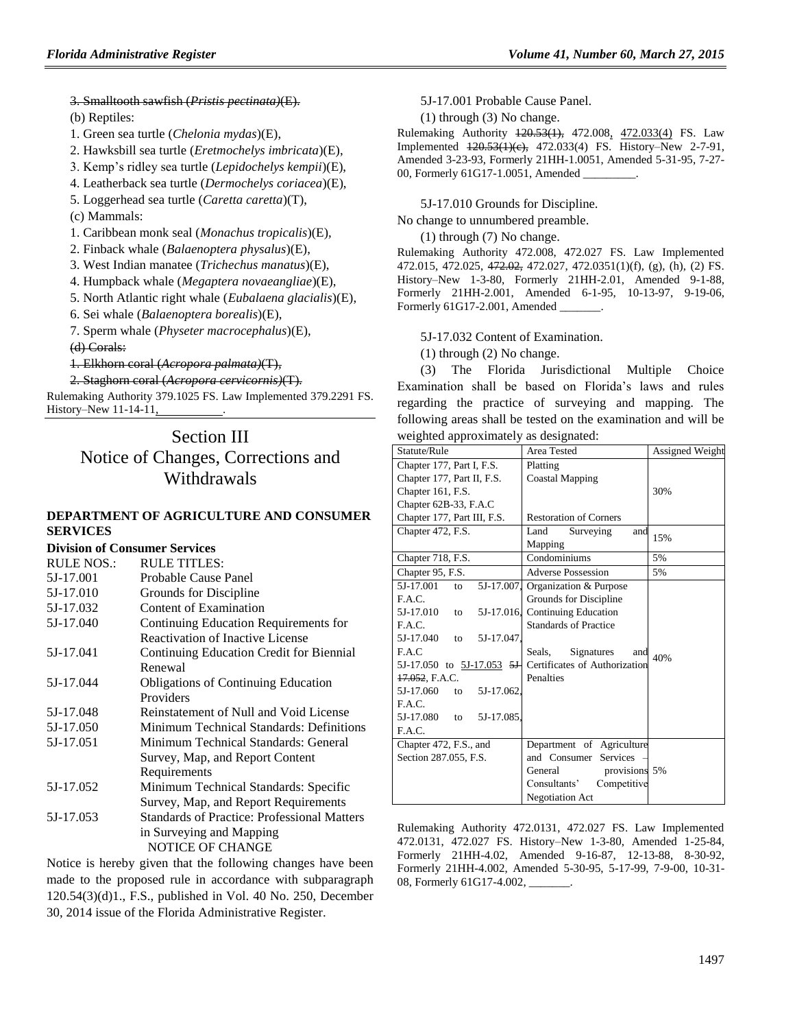~~3. Smalltooth sawfish (*Pristis pectinata*)(E).~~

(b) Reptiles:

1. Green sea turtle (*Chelonia mydas*)(E),
2. Hawksbill sea turtle (*Eretmochelys imbricata*)(E),
3. Kemp's ridley sea turtle (*Lepidochelys kempii*)(E),
4. Leatherback sea turtle (*Dermochelys coriacea*)(E),
5. Loggerhead sea turtle (*Caretta caretta*)(T),

(c) Mammals:

1. Caribbean monk seal (*Monachus tropicalis*)(E),
2. Finback whale (*Balaenoptera physalus*)(E),
3. West Indian manatee (*Trichechus manatus*)(E),
4. Humpback whale (*Megaptera novaeangliae*)(E),
5. North Atlantic right whale (*Eubalaena glacialis*)(E),
6. Sei whale (*Balaenoptera borealis*)(E),
7. Sperm whale (*Physeter macrocephalus*)(E),

~~(d) Corals:~~

~~1. Elkhorn coral (*Acropora palmata*)(T),~~

~~2. Staghorn coral (*Acropora cervicornis*)(T).~~

Rulemaking Authority 379.1025 FS. Law Implemented 379.2291 FS. History–New 11-14-11, __________.

# Section III
# Notice of Changes, Corrections and Withdrawals

### DEPARTMENT OF AGRICULTURE AND CONSUMER SERVICES

**Division of Consumer Services**

| RULE NOS.: | RULE TITLES: |
|---|---|
| 5J-17.001 | Probable Cause Panel |
| 5J-17.010 | Grounds for Discipline |
| 5J-17.032 | Content of Examination |
| 5J-17.040 | Continuing Education Requirements for Reactivation of Inactive License |
| 5J-17.041 | Continuing Education Credit for Biennial Renewal |
| 5J-17.044 | Obligations of Continuing Education Providers |
| 5J-17.048 | Reinstatement of Null and Void License |
| 5J-17.050 | Minimum Technical Standards: Definitions |
| 5J-17.051 | Minimum Technical Standards: General Survey, Map, and Report Content Requirements |
| 5J-17.052 | Minimum Technical Standards: Specific Survey, Map, and Report Requirements |
| 5J-17.053 | Standards of Practice: Professional Matters in Surveying and Mapping |

NOTICE OF CHANGE

Notice is hereby given that the following changes have been made to the proposed rule in accordance with subparagraph 120.54(3)(d)1., F.S., published in Vol. 40 No. 250, December 30, 2014 issue of the Florida Administrative Register.

5J-17.001 Probable Cause Panel.

(1) through (3) No change.

Rulemaking Authority ~~120.53(1),~~ 472.008, 472.033(4) FS. Law Implemented ~~120.53(1)(c),~~ 472.033(4) FS. History–New 2-7-91, Amended 3-23-93, Formerly 21HH-1.0051, Amended 5-31-95, 7-27-00, Formerly 61G17-1.0051, Amended _________.

5J-17.010 Grounds for Discipline.

No change to unnumbered preamble.

(1) through (7) No change.

Rulemaking Authority 472.008, 472.027 FS. Law Implemented 472.015, 472.025, ~~472.02,~~ 472.027, 472.0351(1)(f), (g), (h), (2) FS. History–New 1-3-80, Formerly 21HH-2.01, Amended 9-1-88, Formerly 21HH-2.001, Amended 6-1-95, 10-13-97, 9-19-06, Formerly 61G17-2.001, Amended _______.

5J-17.032 Content of Examination.

(1) through (2) No change.

(3) The Florida Jurisdictional Multiple Choice Examination shall be based on Florida's laws and rules regarding the practice of surveying and mapping. The following areas shall be tested on the examination and will be weighted approximately as designated:

| Statute/Rule | Area Tested | Assigned Weight |
|---|---|---|
| Chapter 177, Part I, F.S.<br>Chapter 177, Part II, F.S.<br>Chapter 161, F.S.<br>Chapter 62B-33, F.A.C<br>Chapter 177, Part III, F.S. | Platting<br>Coastal Mapping<br><br><br>Restoration of Corners | 30% |
| Chapter 472, F.S. | Land Surveying and Mapping | 15% |
| Chapter 718, F.S. | Condominiums | 5% |
| Chapter 95, F.S. | Adverse Possession | 5% |
| 5J-17.001 to 5J-17.007, F.A.C.<br>5J-17.010 to 5J-17.016, F.A.C.<br>5J-17.040 to 5J-17.047, F.A.C<br>5J-17.050 to 5J-17.053 ~~5J-17.052~~, F.A.C.<br>5J-17.060 to 5J-17.062, F.A.C.<br>5J-17.080 to 5J-17.085, F.A.C. | Organization & Purpose<br>Grounds for Discipline<br>Continuing Education<br>Standards of Practice<br><br>Seals, Signatures and Certificates of Authorization<br>Penalties | 40% |
| Chapter 472, F.S., and Section 287.055, F.S. | Department of Agriculture and Consumer Services – General provisions Consultants' Competitive Negotiation Act | 5% |

Rulemaking Authority 472.0131, 472.027 FS. Law Implemented 472.0131, 472.027 FS. History–New 1-3-80, Amended 1-25-84, Formerly 21HH-4.02, Amended 9-16-87, 12-13-88, 8-30-92, Formerly 21HH-4.002, Amended 5-30-95, 5-17-99, 7-9-00, 10-31-08, Formerly 61G17-4.002, _______.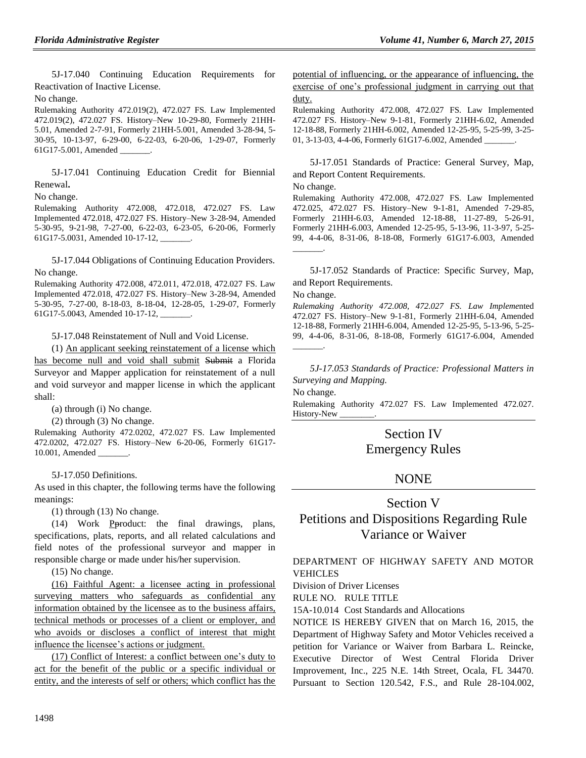5J-17.040 Continuing Education Requirements for Reactivation of Inactive License.

No change.

Rulemaking Authority 472.019(2), 472.027 FS. Law Implemented 472.019(2), 472.027 FS. History–New 10-29-80, Formerly 21HH-5.01, Amended 2-7-91, Formerly 21HH-5.001, Amended 3-28-94, 5-30-95, 10-13-97, 6-29-00, 6-22-03, 6-20-06, 1-29-07, Formerly 61G17-5.001, Amended ________.

5J-17.041 Continuing Education Credit for Biennial Renewal**.**

No change.

Rulemaking Authority 472.008, 472.018, 472.027 FS. Law Implemented 472.018, 472.027 FS. History–New 3-28-94, Amended 5-30-95, 9-21-98, 7-27-00, 6-22-03, 6-23-05, 6-20-06, Formerly 61G17-5.0031, Amended 10-17-12, ________.

5J-17.044 Obligations of Continuing Education Providers.

No change.

Rulemaking Authority 472.008, 472.011, 472.018, 472.027 FS. Law Implemented 472.018, 472.027 FS. History–New 3-28-94, Amended 5-30-95, 7-27-00, 8-18-03, 8-18-04, 12-28-05, 1-29-07, Formerly 61G17-5.0043, Amended 10-17-12, ________.

5J-17.048 Reinstatement of Null and Void License.

(1) An applicant seeking reinstatement of a license which has become null and void shall submit ~~Submit~~ a Florida Surveyor and Mapper application for reinstatement of a null and void surveyor and mapper license in which the applicant shall:

(a) through (i) No change.

(2) through (3) No change.

Rulemaking Authority 472.0202, 472.027 FS. Law Implemented 472.0202, 472.027 FS. History–New 6-20-06, Formerly 61G17-10.001, Amended ________.

5J-17.050 Definitions.

As used in this chapter, the following terms have the following meanings:

(1) through (13) No change.

(14) Work P~~p~~roduct: the final drawings, plans, specifications, plats, reports, and all related calculations and field notes of the professional surveyor and mapper in responsible charge or made under his/her supervision.

(15) No change.

(16) Faithful Agent: a licensee acting in professional surveying matters who safeguards as confidential any information obtained by the licensee as to the business affairs, technical methods or processes of a client or employer, and who avoids or discloses a conflict of interest that might influence the licensee's actions or judgment.

(17) Conflict of Interest: a conflict between one's duty to act for the benefit of the public or a specific individual or entity, and the interests of self or others; which conflict has the potential of influencing, or the appearance of influencing, the exercise of one's professional judgment in carrying out that duty.

Rulemaking Authority 472.008, 472.027 FS. Law Implemented 472.027 FS. History–New 9-1-81, Formerly 21HH-6.02, Amended 12-18-88, Formerly 21HH-6.002, Amended 12-25-95, 5-25-99, 3-25-01, 3-13-03, 4-4-06, Formerly 61G17-6.002, Amended ________.

5J-17.051 Standards of Practice: General Survey, Map, and Report Content Requirements.

No change.

Rulemaking Authority 472.008, 472.027 FS. Law Implemented 472.025, 472.027 FS. History–New 9-1-81, Amended 7-29-85, Formerly 21HH-6.03, Amended 12-18-88, 11-27-89, 5-26-91, Formerly 21HH-6.003, Amended 12-25-95, 5-13-96, 11-3-97, 5-25-99, 4-4-06, 8-31-06, 8-18-08, Formerly 61G17-6.003, Amended ________.

5J-17.052 Standards of Practice: Specific Survey, Map, and Report Requirements.

No change.

*Rulemaking Authority 472.008, 472.027 FS. Law Implem*ented 472.027 FS. History–New 9-1-81, Formerly 21HH-6.04, Amended 12-18-88, Formerly 21HH-6.004, Amended 12-25-95, 5-13-96, 5-25-99, 4-4-06, 8-31-06, 8-18-08, Formerly 61G17-6.004, Amended ________.

*5J-17.053 Standards of Practice: Professional Matters in Surveying and Mapping.*

No change.

Rulemaking Authority 472.027 FS. Law Implemented 472.027. History-New ________.

# Section IV
# Emergency Rules

## NONE

# Section V
# Petitions and Dispositions Regarding Rule Variance or Waiver

DEPARTMENT OF HIGHWAY SAFETY AND MOTOR VEHICLES

Division of Driver Licenses

RULE NO. RULE TITLE

15A-10.014 Cost Standards and Allocations

NOTICE IS HEREBY GIVEN that on March 16, 2015, the Department of Highway Safety and Motor Vehicles received a petition for Variance or Waiver from Barbara L. Reincke, Executive Director of West Central Florida Driver Improvement, Inc., 225 N.E. 14th Street, Ocala, FL 34470. Pursuant to Section 120.542, F.S., and Rule 28-104.002,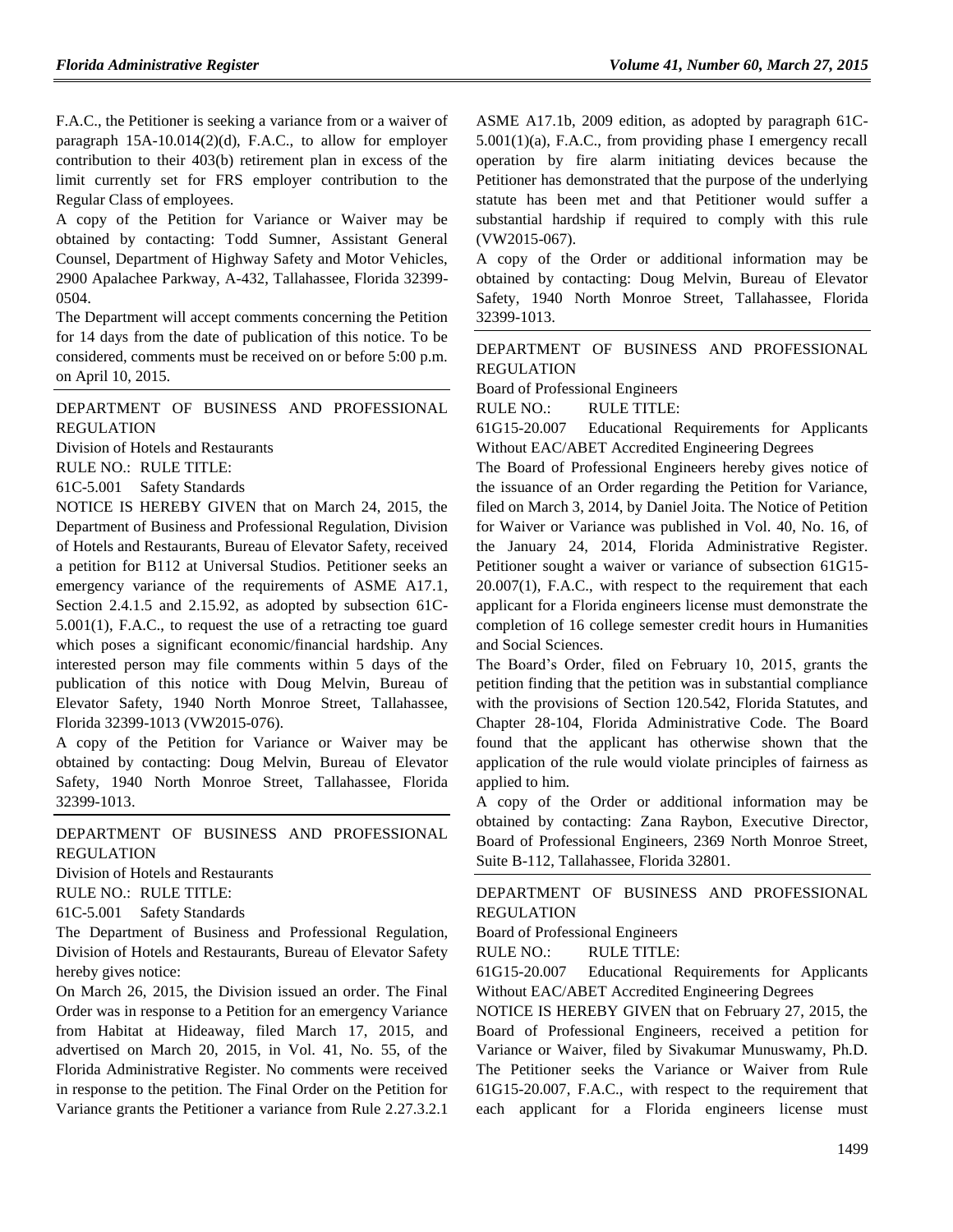F.A.C., the Petitioner is seeking a variance from or a waiver of paragraph 15A-10.014(2)(d), F.A.C., to allow for employer contribution to their 403(b) retirement plan in excess of the limit currently set for FRS employer contribution to the Regular Class of employees.

A copy of the Petition for Variance or Waiver may be obtained by contacting: Todd Sumner, Assistant General Counsel, Department of Highway Safety and Motor Vehicles, 2900 Apalachee Parkway, A-432, Tallahassee, Florida 32399-0504.

The Department will accept comments concerning the Petition for 14 days from the date of publication of this notice. To be considered, comments must be received on or before 5:00 p.m. on April 10, 2015.

DEPARTMENT OF BUSINESS AND PROFESSIONAL REGULATION

Division of Hotels and Restaurants

RULE NO.: RULE TITLE:

61C-5.001 Safety Standards

NOTICE IS HEREBY GIVEN that on March 24, 2015, the Department of Business and Professional Regulation, Division of Hotels and Restaurants, Bureau of Elevator Safety, received a petition for B112 at Universal Studios. Petitioner seeks an emergency variance of the requirements of ASME A17.1, Section 2.4.1.5 and 2.15.92, as adopted by subsection 61C-5.001(1), F.A.C., to request the use of a retracting toe guard which poses a significant economic/financial hardship. Any interested person may file comments within 5 days of the publication of this notice with Doug Melvin, Bureau of Elevator Safety, 1940 North Monroe Street, Tallahassee, Florida 32399-1013 (VW2015-076).

A copy of the Petition for Variance or Waiver may be obtained by contacting: Doug Melvin, Bureau of Elevator Safety, 1940 North Monroe Street, Tallahassee, Florida 32399-1013.

DEPARTMENT OF BUSINESS AND PROFESSIONAL REGULATION

Division of Hotels and Restaurants

RULE NO.: RULE TITLE:

61C-5.001 Safety Standards

The Department of Business and Professional Regulation, Division of Hotels and Restaurants, Bureau of Elevator Safety hereby gives notice:

On March 26, 2015, the Division issued an order. The Final Order was in response to a Petition for an emergency Variance from Habitat at Hideaway, filed March 17, 2015, and advertised on March 20, 2015, in Vol. 41, No. 55, of the Florida Administrative Register. No comments were received in response to the petition. The Final Order on the Petition for Variance grants the Petitioner a variance from Rule 2.27.3.2.1 ASME A17.1b, 2009 edition, as adopted by paragraph 61C-5.001(1)(a), F.A.C., from providing phase I emergency recall operation by fire alarm initiating devices because the Petitioner has demonstrated that the purpose of the underlying statute has been met and that Petitioner would suffer a substantial hardship if required to comply with this rule (VW2015-067).

A copy of the Order or additional information may be obtained by contacting: Doug Melvin, Bureau of Elevator Safety, 1940 North Monroe Street, Tallahassee, Florida 32399-1013.

DEPARTMENT OF BUSINESS AND PROFESSIONAL REGULATION

Board of Professional Engineers

RULE NO.: RULE TITLE:

61G15-20.007 Educational Requirements for Applicants Without EAC/ABET Accredited Engineering Degrees

The Board of Professional Engineers hereby gives notice of the issuance of an Order regarding the Petition for Variance, filed on March 3, 2014, by Daniel Joita. The Notice of Petition for Waiver or Variance was published in Vol. 40, No. 16, of the January 24, 2014, Florida Administrative Register. Petitioner sought a waiver or variance of subsection 61G15-20.007(1), F.A.C., with respect to the requirement that each applicant for a Florida engineers license must demonstrate the completion of 16 college semester credit hours in Humanities and Social Sciences.

The Board's Order, filed on February 10, 2015, grants the petition finding that the petition was in substantial compliance with the provisions of Section 120.542, Florida Statutes, and Chapter 28-104, Florida Administrative Code. The Board found that the applicant has otherwise shown that the application of the rule would violate principles of fairness as applied to him.

A copy of the Order or additional information may be obtained by contacting: Zana Raybon, Executive Director, Board of Professional Engineers, 2369 North Monroe Street, Suite B-112, Tallahassee, Florida 32801.

DEPARTMENT OF BUSINESS AND PROFESSIONAL REGULATION

Board of Professional Engineers

RULE NO.: RULE TITLE:

61G15-20.007 Educational Requirements for Applicants Without EAC/ABET Accredited Engineering Degrees

NOTICE IS HEREBY GIVEN that on February 27, 2015, the Board of Professional Engineers, received a petition for Variance or Waiver, filed by Sivakumar Munuswamy, Ph.D. The Petitioner seeks the Variance or Waiver from Rule 61G15-20.007, F.A.C., with respect to the requirement that each applicant for a Florida engineers license must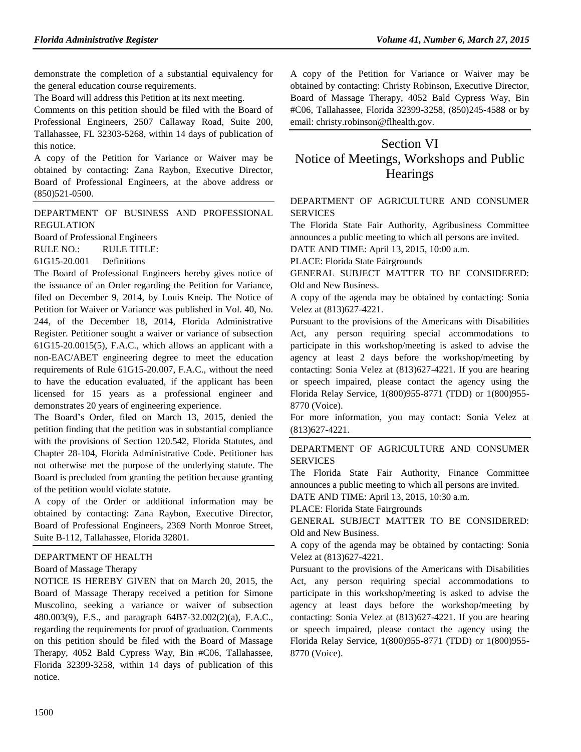demonstrate the completion of a substantial equivalency for the general education course requirements.

The Board will address this Petition at its next meeting.

Comments on this petition should be filed with the Board of Professional Engineers, 2507 Callaway Road, Suite 200, Tallahassee, FL 32303-5268, within 14 days of publication of this notice.

A copy of the Petition for Variance or Waiver may be obtained by contacting: Zana Raybon, Executive Director, Board of Professional Engineers, at the above address or (850)521-0500.

DEPARTMENT OF BUSINESS AND PROFESSIONAL REGULATION

Board of Professional Engineers

RULE NO.: RULE TITLE:

61G15-20.001 Definitions

The Board of Professional Engineers hereby gives notice of the issuance of an Order regarding the Petition for Variance, filed on December 9, 2014, by Louis Kneip. The Notice of Petition for Waiver or Variance was published in Vol. 40, No. 244, of the December 18, 2014, Florida Administrative Register. Petitioner sought a waiver or variance of subsection 61G15-20.0015(5), F.A.C., which allows an applicant with a non-EAC/ABET engineering degree to meet the education requirements of Rule 61G15-20.007, F.A.C., without the need to have the education evaluated, if the applicant has been licensed for 15 years as a professional engineer and demonstrates 20 years of engineering experience.

The Board's Order, filed on March 13, 2015, denied the petition finding that the petition was in substantial compliance with the provisions of Section 120.542, Florida Statutes, and Chapter 28-104, Florida Administrative Code. Petitioner has not otherwise met the purpose of the underlying statute. The Board is precluded from granting the petition because granting of the petition would violate statute.

A copy of the Order or additional information may be obtained by contacting: Zana Raybon, Executive Director, Board of Professional Engineers, 2369 North Monroe Street, Suite B-112, Tallahassee, Florida 32801.

DEPARTMENT OF HEALTH

Board of Massage Therapy

NOTICE IS HEREBY GIVEN that on March 20, 2015, the Board of Massage Therapy received a petition for Simone Muscolino, seeking a variance or waiver of subsection 480.003(9), F.S., and paragraph 64B7-32.002(2)(a), F.A.C., regarding the requirements for proof of graduation. Comments on this petition should be filed with the Board of Massage Therapy, 4052 Bald Cypress Way, Bin #C06, Tallahassee, Florida 32399-3258, within 14 days of publication of this notice.

A copy of the Petition for Variance or Waiver may be obtained by contacting: Christy Robinson, Executive Director, Board of Massage Therapy, 4052 Bald Cypress Way, Bin #C06, Tallahassee, Florida 32399-3258, (850)245-4588 or by email: christy.robinson@flhealth.gov.

# Section VI
# Notice of Meetings, Workshops and Public Hearings

DEPARTMENT OF AGRICULTURE AND CONSUMER SERVICES

The Florida State Fair Authority, Agribusiness Committee announces a public meeting to which all persons are invited.

DATE AND TIME: April 13, 2015, 10:00 a.m.

PLACE: Florida State Fairgrounds

GENERAL SUBJECT MATTER TO BE CONSIDERED: Old and New Business.

A copy of the agenda may be obtained by contacting: Sonia Velez at (813)627-4221.

Pursuant to the provisions of the Americans with Disabilities Act, any person requiring special accommodations to participate in this workshop/meeting is asked to advise the agency at least 2 days before the workshop/meeting by contacting: Sonia Velez at (813)627-4221. If you are hearing or speech impaired, please contact the agency using the Florida Relay Service, 1(800)955-8771 (TDD) or 1(800)955-8770 (Voice).

For more information, you may contact: Sonia Velez at (813)627-4221.

DEPARTMENT OF AGRICULTURE AND CONSUMER SERVICES

The Florida State Fair Authority, Finance Committee announces a public meeting to which all persons are invited.

DATE AND TIME: April 13, 2015, 10:30 a.m.

PLACE: Florida State Fairgrounds

GENERAL SUBJECT MATTER TO BE CONSIDERED: Old and New Business.

A copy of the agenda may be obtained by contacting: Sonia Velez at (813)627-4221.

Pursuant to the provisions of the Americans with Disabilities Act, any person requiring special accommodations to participate in this workshop/meeting is asked to advise the agency at least days before the workshop/meeting by contacting: Sonia Velez at (813)627-4221. If you are hearing or speech impaired, please contact the agency using the Florida Relay Service, 1(800)955-8771 (TDD) or 1(800)955-8770 (Voice).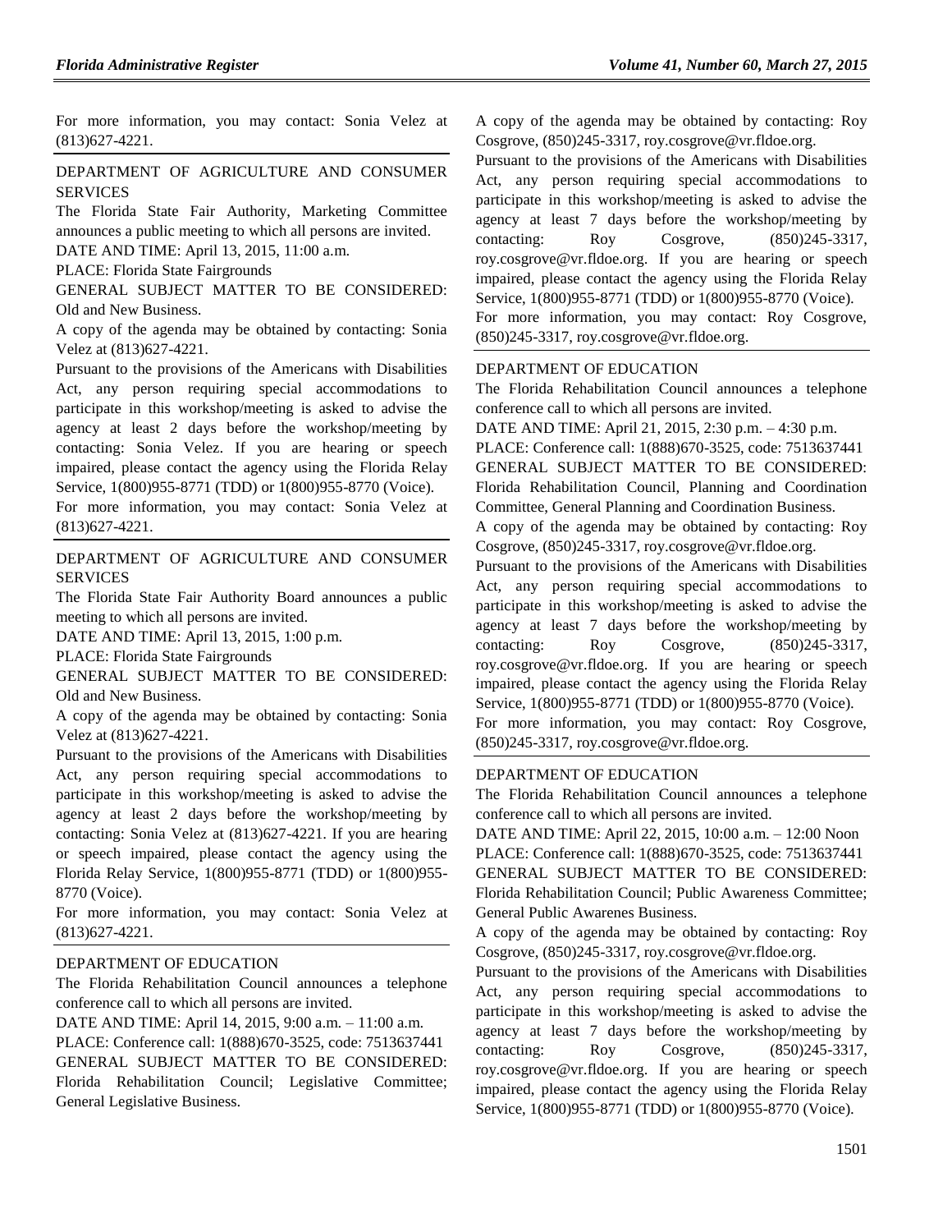For more information, you may contact: Sonia Velez at (813)627-4221.

DEPARTMENT OF AGRICULTURE AND CONSUMER SERVICES

The Florida State Fair Authority, Marketing Committee announces a public meeting to which all persons are invited.

DATE AND TIME: April 13, 2015, 11:00 a.m.

PLACE: Florida State Fairgrounds

GENERAL SUBJECT MATTER TO BE CONSIDERED: Old and New Business.

A copy of the agenda may be obtained by contacting: Sonia Velez at (813)627-4221.

Pursuant to the provisions of the Americans with Disabilities Act, any person requiring special accommodations to participate in this workshop/meeting is asked to advise the agency at least 2 days before the workshop/meeting by contacting: Sonia Velez. If you are hearing or speech impaired, please contact the agency using the Florida Relay Service, 1(800)955-8771 (TDD) or 1(800)955-8770 (Voice).

For more information, you may contact: Sonia Velez at (813)627-4221.

DEPARTMENT OF AGRICULTURE AND CONSUMER SERVICES

The Florida State Fair Authority Board announces a public meeting to which all persons are invited.

DATE AND TIME: April 13, 2015, 1:00 p.m.

PLACE: Florida State Fairgrounds

GENERAL SUBJECT MATTER TO BE CONSIDERED: Old and New Business.

A copy of the agenda may be obtained by contacting: Sonia Velez at (813)627-4221.

Pursuant to the provisions of the Americans with Disabilities Act, any person requiring special accommodations to participate in this workshop/meeting is asked to advise the agency at least 2 days before the workshop/meeting by contacting: Sonia Velez at (813)627-4221. If you are hearing or speech impaired, please contact the agency using the Florida Relay Service, 1(800)955-8771 (TDD) or 1(800)955-8770 (Voice).

For more information, you may contact: Sonia Velez at (813)627-4221.

DEPARTMENT OF EDUCATION

The Florida Rehabilitation Council announces a telephone conference call to which all persons are invited.

DATE AND TIME: April 14, 2015, 9:00 a.m. – 11:00 a.m.

PLACE: Conference call: 1(888)670-3525, code: 7513637441

GENERAL SUBJECT MATTER TO BE CONSIDERED: Florida Rehabilitation Council; Legislative Committee; General Legislative Business.

A copy of the agenda may be obtained by contacting: Roy Cosgrove, (850)245-3317, roy.cosgrove@vr.fldoe.org.

Pursuant to the provisions of the Americans with Disabilities Act, any person requiring special accommodations to participate in this workshop/meeting is asked to advise the agency at least 7 days before the workshop/meeting by contacting: Roy Cosgrove, (850)245-3317, roy.cosgrove@vr.fldoe.org. If you are hearing or speech impaired, please contact the agency using the Florida Relay Service, 1(800)955-8771 (TDD) or 1(800)955-8770 (Voice).

For more information, you may contact: Roy Cosgrove, (850)245-3317, roy.cosgrove@vr.fldoe.org.

DEPARTMENT OF EDUCATION

The Florida Rehabilitation Council announces a telephone conference call to which all persons are invited.

DATE AND TIME: April 21, 2015, 2:30 p.m. – 4:30 p.m.

PLACE: Conference call: 1(888)670-3525, code: 7513637441

GENERAL SUBJECT MATTER TO BE CONSIDERED: Florida Rehabilitation Council, Planning and Coordination Committee, General Planning and Coordination Business.

A copy of the agenda may be obtained by contacting: Roy Cosgrove, (850)245-3317, roy.cosgrove@vr.fldoe.org.

Pursuant to the provisions of the Americans with Disabilities Act, any person requiring special accommodations to participate in this workshop/meeting is asked to advise the agency at least 7 days before the workshop/meeting by contacting: Roy Cosgrove, (850)245-3317, roy.cosgrove@vr.fldoe.org. If you are hearing or speech impaired, please contact the agency using the Florida Relay Service, 1(800)955-8771 (TDD) or 1(800)955-8770 (Voice).

For more information, you may contact: Roy Cosgrove, (850)245-3317, roy.cosgrove@vr.fldoe.org.

DEPARTMENT OF EDUCATION

The Florida Rehabilitation Council announces a telephone conference call to which all persons are invited.

DATE AND TIME: April 22, 2015, 10:00 a.m. – 12:00 Noon

PLACE: Conference call: 1(888)670-3525, code: 7513637441

GENERAL SUBJECT MATTER TO BE CONSIDERED: Florida Rehabilitation Council; Public Awareness Committee; General Public Awarenes Business.

A copy of the agenda may be obtained by contacting: Roy Cosgrove, (850)245-3317, roy.cosgrove@vr.fldoe.org.

Pursuant to the provisions of the Americans with Disabilities Act, any person requiring special accommodations to participate in this workshop/meeting is asked to advise the agency at least 7 days before the workshop/meeting by contacting: Roy Cosgrove, (850)245-3317, roy.cosgrove@vr.fldoe.org. If you are hearing or speech impaired, please contact the agency using the Florida Relay Service, 1(800)955-8771 (TDD) or 1(800)955-8770 (Voice).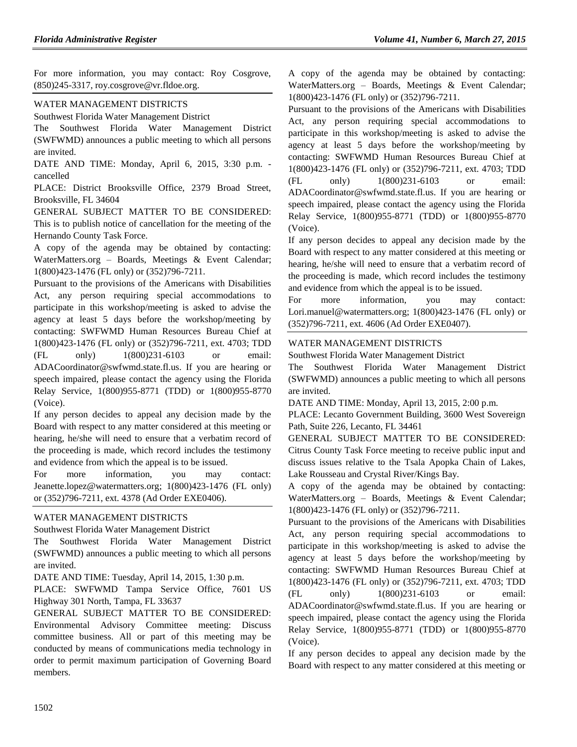For more information, you may contact: Roy Cosgrove, (850)245-3317, roy.cosgrove@vr.fldoe.org.

WATER MANAGEMENT DISTRICTS

Southwest Florida Water Management District

The Southwest Florida Water Management District (SWFWMD) announces a public meeting to which all persons are invited.

DATE AND TIME: Monday, April 6, 2015, 3:30 p.m. - cancelled

PLACE: District Brooksville Office, 2379 Broad Street, Brooksville, FL 34604

GENERAL SUBJECT MATTER TO BE CONSIDERED: This is to publish notice of cancellation for the meeting of the Hernando County Task Force.

A copy of the agenda may be obtained by contacting: WaterMatters.org – Boards, Meetings & Event Calendar; 1(800)423-1476 (FL only) or (352)796-7211.

Pursuant to the provisions of the Americans with Disabilities Act, any person requiring special accommodations to participate in this workshop/meeting is asked to advise the agency at least 5 days before the workshop/meeting by contacting: SWFWMD Human Resources Bureau Chief at 1(800)423-1476 (FL only) or (352)796-7211, ext. 4703; TDD (FL only) 1(800)231-6103 or email: ADACoordinator@swfwmd.state.fl.us. If you are hearing or speech impaired, please contact the agency using the Florida Relay Service, 1(800)955-8771 (TDD) or 1(800)955-8770 (Voice).

If any person decides to appeal any decision made by the Board with respect to any matter considered at this meeting or hearing, he/she will need to ensure that a verbatim record of the proceeding is made, which record includes the testimony and evidence from which the appeal is to be issued.

For more information, you may contact: Jeanette.lopez@watermatters.org; 1(800)423-1476 (FL only) or (352)796-7211, ext. 4378 (Ad Order EXE0406).

WATER MANAGEMENT DISTRICTS

Southwest Florida Water Management District

The Southwest Florida Water Management District (SWFWMD) announces a public meeting to which all persons are invited.

DATE AND TIME: Tuesday, April 14, 2015, 1:30 p.m.

PLACE: SWFWMD Tampa Service Office, 7601 US Highway 301 North, Tampa, FL 33637

GENERAL SUBJECT MATTER TO BE CONSIDERED: Environmental Advisory Committee meeting: Discuss committee business. All or part of this meeting may be conducted by means of communications media technology in order to permit maximum participation of Governing Board members.

A copy of the agenda may be obtained by contacting: WaterMatters.org – Boards, Meetings & Event Calendar; 1(800)423-1476 (FL only) or (352)796-7211.

Pursuant to the provisions of the Americans with Disabilities Act, any person requiring special accommodations to participate in this workshop/meeting is asked to advise the agency at least 5 days before the workshop/meeting by contacting: SWFWMD Human Resources Bureau Chief at 1(800)423-1476 (FL only) or (352)796-7211, ext. 4703; TDD (FL only) 1(800)231-6103 or email: ADACoordinator@swfwmd.state.fl.us. If you are hearing or speech impaired, please contact the agency using the Florida Relay Service, 1(800)955-8771 (TDD) or 1(800)955-8770 (Voice).

If any person decides to appeal any decision made by the Board with respect to any matter considered at this meeting or hearing, he/she will need to ensure that a verbatim record of the proceeding is made, which record includes the testimony and evidence from which the appeal is to be issued.

For more information, you may contact: Lori.manuel@watermatters.org; 1(800)423-1476 (FL only) or (352)796-7211, ext. 4606 (Ad Order EXE0407).

WATER MANAGEMENT DISTRICTS

Southwest Florida Water Management District

The Southwest Florida Water Management District (SWFWMD) announces a public meeting to which all persons are invited.

DATE AND TIME: Monday, April 13, 2015, 2:00 p.m.

PLACE: Lecanto Government Building, 3600 West Sovereign Path, Suite 226, Lecanto, FL 34461

GENERAL SUBJECT MATTER TO BE CONSIDERED: Citrus County Task Force meeting to receive public input and discuss issues relative to the Tsala Apopka Chain of Lakes, Lake Rousseau and Crystal River/Kings Bay.

A copy of the agenda may be obtained by contacting: WaterMatters.org – Boards, Meetings & Event Calendar; 1(800)423-1476 (FL only) or (352)796-7211.

Pursuant to the provisions of the Americans with Disabilities Act, any person requiring special accommodations to participate in this workshop/meeting is asked to advise the agency at least 5 days before the workshop/meeting by contacting: SWFWMD Human Resources Bureau Chief at 1(800)423-1476 (FL only) or (352)796-7211, ext. 4703; TDD (FL only) 1(800)231-6103 or email: ADACoordinator@swfwmd.state.fl.us. If you are hearing or speech impaired, please contact the agency using the Florida Relay Service, 1(800)955-8771 (TDD) or 1(800)955-8770 (Voice).

If any person decides to appeal any decision made by the Board with respect to any matter considered at this meeting or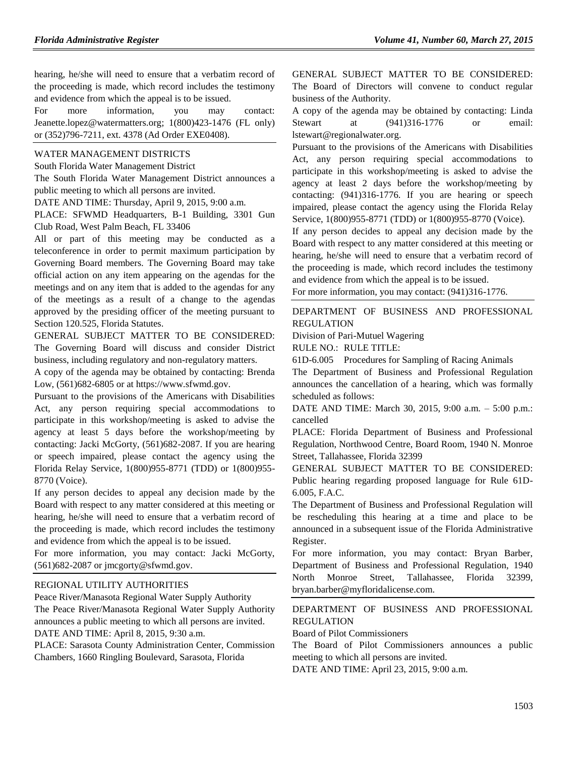hearing, he/she will need to ensure that a verbatim record of the proceeding is made, which record includes the testimony and evidence from which the appeal is to be issued.

For more information, you may contact: Jeanette.lopez@watermatters.org; 1(800)423-1476 (FL only) or (352)796-7211, ext. 4378 (Ad Order EXE0408).

WATER MANAGEMENT DISTRICTS

South Florida Water Management District

The South Florida Water Management District announces a public meeting to which all persons are invited.

DATE AND TIME: Thursday, April 9, 2015, 9:00 a.m.

PLACE: SFWMD Headquarters, B-1 Building, 3301 Gun Club Road, West Palm Beach, FL 33406

All or part of this meeting may be conducted as a teleconference in order to permit maximum participation by Governing Board members. The Governing Board may take official action on any item appearing on the agendas for the meetings and on any item that is added to the agendas for any of the meetings as a result of a change to the agendas approved by the presiding officer of the meeting pursuant to Section 120.525, Florida Statutes.

GENERAL SUBJECT MATTER TO BE CONSIDERED: The Governing Board will discuss and consider District business, including regulatory and non-regulatory matters.

A copy of the agenda may be obtained by contacting: Brenda Low, (561)682-6805 or at https://www.sfwmd.gov.

Pursuant to the provisions of the Americans with Disabilities Act, any person requiring special accommodations to participate in this workshop/meeting is asked to advise the agency at least 5 days before the workshop/meeting by contacting: Jacki McGorty, (561)682-2087. If you are hearing or speech impaired, please contact the agency using the Florida Relay Service, 1(800)955-8771 (TDD) or 1(800)955-8770 (Voice).

If any person decides to appeal any decision made by the Board with respect to any matter considered at this meeting or hearing, he/she will need to ensure that a verbatim record of the proceeding is made, which record includes the testimony and evidence from which the appeal is to be issued.

For more information, you may contact: Jacki McGorty, (561)682-2087 or jmcgorty@sfwmd.gov.

REGIONAL UTILITY AUTHORITIES

Peace River/Manasota Regional Water Supply Authority

The Peace River/Manasota Regional Water Supply Authority announces a public meeting to which all persons are invited.

DATE AND TIME: April 8, 2015, 9:30 a.m.

PLACE: Sarasota County Administration Center, Commission Chambers, 1660 Ringling Boulevard, Sarasota, Florida

GENERAL SUBJECT MATTER TO BE CONSIDERED: The Board of Directors will convene to conduct regular business of the Authority.

A copy of the agenda may be obtained by contacting: Linda Stewart at (941)316-1776 or email: lstewart@regionalwater.org.

Pursuant to the provisions of the Americans with Disabilities Act, any person requiring special accommodations to participate in this workshop/meeting is asked to advise the agency at least 2 days before the workshop/meeting by contacting: (941)316-1776. If you are hearing or speech impaired, please contact the agency using the Florida Relay Service, 1(800)955-8771 (TDD) or 1(800)955-8770 (Voice).

If any person decides to appeal any decision made by the Board with respect to any matter considered at this meeting or hearing, he/she will need to ensure that a verbatim record of the proceeding is made, which record includes the testimony and evidence from which the appeal is to be issued.

For more information, you may contact: (941)316-1776.

DEPARTMENT OF BUSINESS AND PROFESSIONAL REGULATION

Division of Pari-Mutuel Wagering

RULE NO.: RULE TITLE:

61D-6.005 Procedures for Sampling of Racing Animals

The Department of Business and Professional Regulation announces the cancellation of a hearing, which was formally scheduled as follows:

DATE AND TIME: March 30, 2015, 9:00 a.m. – 5:00 p.m.: cancelled

PLACE: Florida Department of Business and Professional Regulation, Northwood Centre, Board Room, 1940 N. Monroe Street, Tallahassee, Florida 32399

GENERAL SUBJECT MATTER TO BE CONSIDERED: Public hearing regarding proposed language for Rule 61D-6.005, F.A.C.

The Department of Business and Professional Regulation will be rescheduling this hearing at a time and place to be announced in a subsequent issue of the Florida Administrative Register.

For more information, you may contact: Bryan Barber, Department of Business and Professional Regulation, 1940 North Monroe Street, Tallahassee, Florida 32399, bryan.barber@myfloridalicense.com.

DEPARTMENT OF BUSINESS AND PROFESSIONAL REGULATION

Board of Pilot Commissioners

The Board of Pilot Commissioners announces a public meeting to which all persons are invited.

DATE AND TIME: April 23, 2015, 9:00 a.m.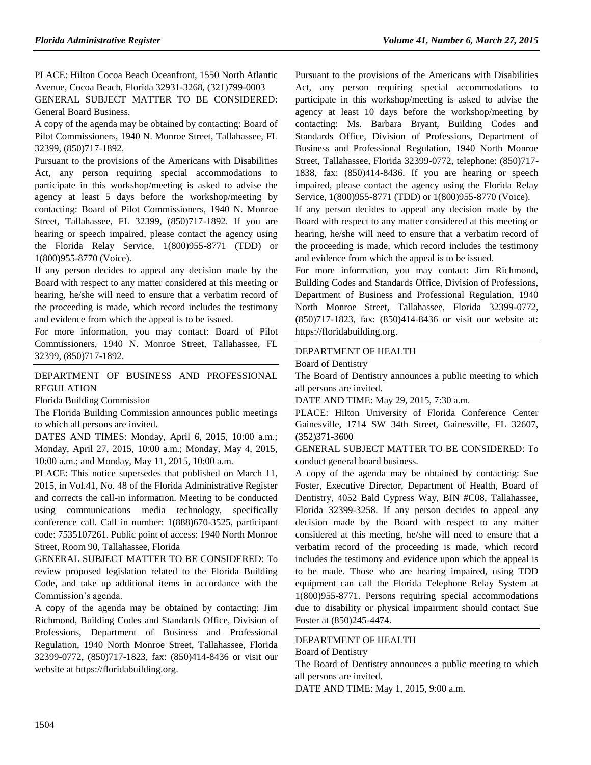PLACE: Hilton Cocoa Beach Oceanfront, 1550 North Atlantic Avenue, Cocoa Beach, Florida 32931-3268, (321)799-0003

GENERAL SUBJECT MATTER TO BE CONSIDERED: General Board Business.

A copy of the agenda may be obtained by contacting: Board of Pilot Commissioners, 1940 N. Monroe Street, Tallahassee, FL 32399, (850)717-1892.

Pursuant to the provisions of the Americans with Disabilities Act, any person requiring special accommodations to participate in this workshop/meeting is asked to advise the agency at least 5 days before the workshop/meeting by contacting: Board of Pilot Commissioners, 1940 N. Monroe Street, Tallahassee, FL 32399, (850)717-1892. If you are hearing or speech impaired, please contact the agency using the Florida Relay Service, 1(800)955-8771 (TDD) or 1(800)955-8770 (Voice).

If any person decides to appeal any decision made by the Board with respect to any matter considered at this meeting or hearing, he/she will need to ensure that a verbatim record of the proceeding is made, which record includes the testimony and evidence from which the appeal is to be issued.

For more information, you may contact: Board of Pilot Commissioners, 1940 N. Monroe Street, Tallahassee, FL 32399, (850)717-1892.

## DEPARTMENT OF BUSINESS AND PROFESSIONAL REGULATION

Florida Building Commission

The Florida Building Commission announces public meetings to which all persons are invited.

DATES AND TIMES: Monday, April 6, 2015, 10:00 a.m.; Monday, April 27, 2015, 10:00 a.m.; Monday, May 4, 2015, 10:00 a.m.; and Monday, May 11, 2015, 10:00 a.m.

PLACE: This notice supersedes that published on March 11, 2015, in Vol.41, No. 48 of the Florida Administrative Register and corrects the call-in information. Meeting to be conducted using communications media technology, specifically conference call. Call in number: 1(888)670-3525, participant code: 7535107261. Public point of access: 1940 North Monroe Street, Room 90, Tallahassee, Florida

GENERAL SUBJECT MATTER TO BE CONSIDERED: To review proposed legislation related to the Florida Building Code, and take up additional items in accordance with the Commission's agenda.

A copy of the agenda may be obtained by contacting: Jim Richmond, Building Codes and Standards Office, Division of Professions, Department of Business and Professional Regulation, 1940 North Monroe Street, Tallahassee, Florida 32399-0772, (850)717-1823, fax: (850)414-8436 or visit our website at https://floridabuilding.org.

Pursuant to the provisions of the Americans with Disabilities Act, any person requiring special accommodations to participate in this workshop/meeting is asked to advise the agency at least 10 days before the workshop/meeting by contacting: Ms. Barbara Bryant, Building Codes and Standards Office, Division of Professions, Department of Business and Professional Regulation, 1940 North Monroe Street, Tallahassee, Florida 32399-0772, telephone: (850)717-1838, fax: (850)414-8436. If you are hearing or speech impaired, please contact the agency using the Florida Relay Service, 1(800)955-8771 (TDD) or 1(800)955-8770 (Voice).

If any person decides to appeal any decision made by the Board with respect to any matter considered at this meeting or hearing, he/she will need to ensure that a verbatim record of the proceeding is made, which record includes the testimony and evidence from which the appeal is to be issued.

For more information, you may contact: Jim Richmond, Building Codes and Standards Office, Division of Professions, Department of Business and Professional Regulation, 1940 North Monroe Street, Tallahassee, Florida 32399-0772, (850)717-1823, fax: (850)414-8436 or visit our website at: https://floridabuilding.org.

## DEPARTMENT OF HEALTH

Board of Dentistry

The Board of Dentistry announces a public meeting to which all persons are invited.

DATE AND TIME: May 29, 2015, 7:30 a.m.

PLACE: Hilton University of Florida Conference Center Gainesville, 1714 SW 34th Street, Gainesville, FL 32607, (352)371-3600

GENERAL SUBJECT MATTER TO BE CONSIDERED: To conduct general board business.

A copy of the agenda may be obtained by contacting: Sue Foster, Executive Director, Department of Health, Board of Dentistry, 4052 Bald Cypress Way, BIN #C08, Tallahassee, Florida 32399-3258. If any person decides to appeal any decision made by the Board with respect to any matter considered at this meeting, he/she will need to ensure that a verbatim record of the proceeding is made, which record includes the testimony and evidence upon which the appeal is to be made. Those who are hearing impaired, using TDD equipment can call the Florida Telephone Relay System at 1(800)955-8771. Persons requiring special accommodations due to disability or physical impairment should contact Sue Foster at (850)245-4474.

## DEPARTMENT OF HEALTH

Board of Dentistry

The Board of Dentistry announces a public meeting to which all persons are invited.

DATE AND TIME: May 1, 2015, 9:00 a.m.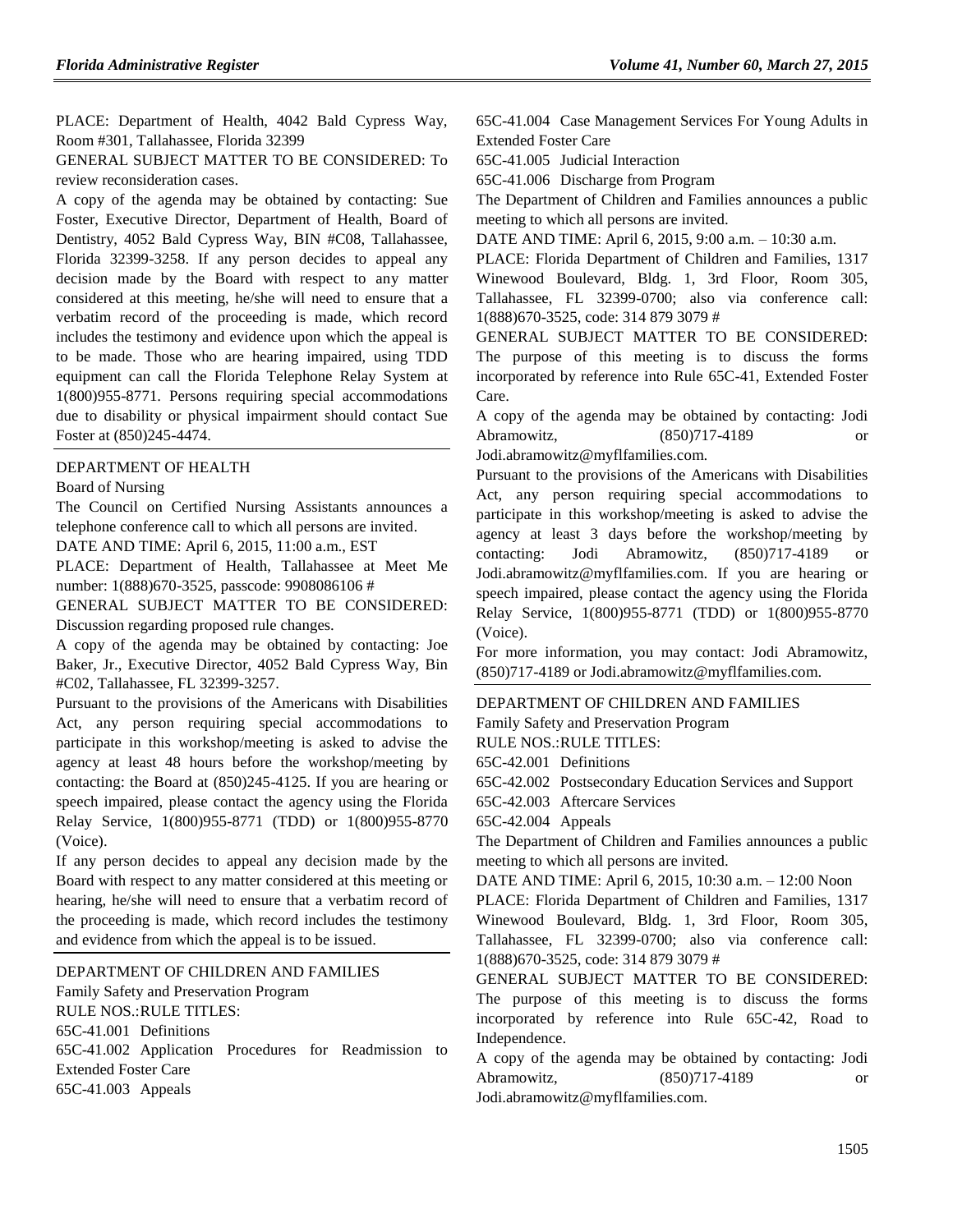PLACE: Department of Health, 4042 Bald Cypress Way, Room #301, Tallahassee, Florida 32399

GENERAL SUBJECT MATTER TO BE CONSIDERED: To review reconsideration cases.

A copy of the agenda may be obtained by contacting: Sue Foster, Executive Director, Department of Health, Board of Dentistry, 4052 Bald Cypress Way, BIN #C08, Tallahassee, Florida 32399-3258. If any person decides to appeal any decision made by the Board with respect to any matter considered at this meeting, he/she will need to ensure that a verbatim record of the proceeding is made, which record includes the testimony and evidence upon which the appeal is to be made. Those who are hearing impaired, using TDD equipment can call the Florida Telephone Relay System at 1(800)955-8771. Persons requiring special accommodations due to disability or physical impairment should contact Sue Foster at (850)245-4474.

DEPARTMENT OF HEALTH

Board of Nursing

The Council on Certified Nursing Assistants announces a telephone conference call to which all persons are invited.

DATE AND TIME: April 6, 2015, 11:00 a.m., EST

PLACE: Department of Health, Tallahassee at Meet Me number: 1(888)670-3525, passcode: 9908086106 #

GENERAL SUBJECT MATTER TO BE CONSIDERED: Discussion regarding proposed rule changes.

A copy of the agenda may be obtained by contacting: Joe Baker, Jr., Executive Director, 4052 Bald Cypress Way, Bin #C02, Tallahassee, FL 32399-3257.

Pursuant to the provisions of the Americans with Disabilities Act, any person requiring special accommodations to participate in this workshop/meeting is asked to advise the agency at least 48 hours before the workshop/meeting by contacting: the Board at (850)245-4125. If you are hearing or speech impaired, please contact the agency using the Florida Relay Service, 1(800)955-8771 (TDD) or 1(800)955-8770 (Voice).

If any person decides to appeal any decision made by the Board with respect to any matter considered at this meeting or hearing, he/she will need to ensure that a verbatim record of the proceeding is made, which record includes the testimony and evidence from which the appeal is to be issued.

DEPARTMENT OF CHILDREN AND FAMILIES

Family Safety and Preservation Program

RULE NOS.:RULE TITLES:

65C-41.001 Definitions

65C-41.002 Application Procedures for Readmission to Extended Foster Care

65C-41.003 Appeals

65C-41.004 Case Management Services For Young Adults in Extended Foster Care

65C-41.005 Judicial Interaction

65C-41.006 Discharge from Program

The Department of Children and Families announces a public meeting to which all persons are invited.

DATE AND TIME: April 6, 2015, 9:00 a.m. – 10:30 a.m.

PLACE: Florida Department of Children and Families, 1317 Winewood Boulevard, Bldg. 1, 3rd Floor, Room 305, Tallahassee, FL 32399-0700; also via conference call: 1(888)670-3525, code: 314 879 3079 #

GENERAL SUBJECT MATTER TO BE CONSIDERED: The purpose of this meeting is to discuss the forms incorporated by reference into Rule 65C-41, Extended Foster Care.

A copy of the agenda may be obtained by contacting: Jodi Abramowitz, (850)717-4189 or Jodi.abramowitz@myflfamilies.com.

Pursuant to the provisions of the Americans with Disabilities Act, any person requiring special accommodations to participate in this workshop/meeting is asked to advise the agency at least 3 days before the workshop/meeting by contacting: Jodi Abramowitz, (850)717-4189 or Jodi.abramowitz@myflfamilies.com. If you are hearing or speech impaired, please contact the agency using the Florida Relay Service, 1(800)955-8771 (TDD) or 1(800)955-8770 (Voice).

For more information, you may contact: Jodi Abramowitz, (850)717-4189 or Jodi.abramowitz@myflfamilies.com.

DEPARTMENT OF CHILDREN AND FAMILIES

Family Safety and Preservation Program

RULE NOS.:RULE TITLES:

65C-42.001 Definitions

65C-42.002 Postsecondary Education Services and Support

65C-42.003 Aftercare Services

65C-42.004 Appeals

The Department of Children and Families announces a public meeting to which all persons are invited.

DATE AND TIME: April 6, 2015, 10:30 a.m. – 12:00 Noon

PLACE: Florida Department of Children and Families, 1317 Winewood Boulevard, Bldg. 1, 3rd Floor, Room 305, Tallahassee, FL 32399-0700; also via conference call: 1(888)670-3525, code: 314 879 3079 #

GENERAL SUBJECT MATTER TO BE CONSIDERED: The purpose of this meeting is to discuss the forms incorporated by reference into Rule 65C-42, Road to Independence.

A copy of the agenda may be obtained by contacting: Jodi Abramowitz, (850)717-4189 or Jodi.abramowitz@myflfamilies.com.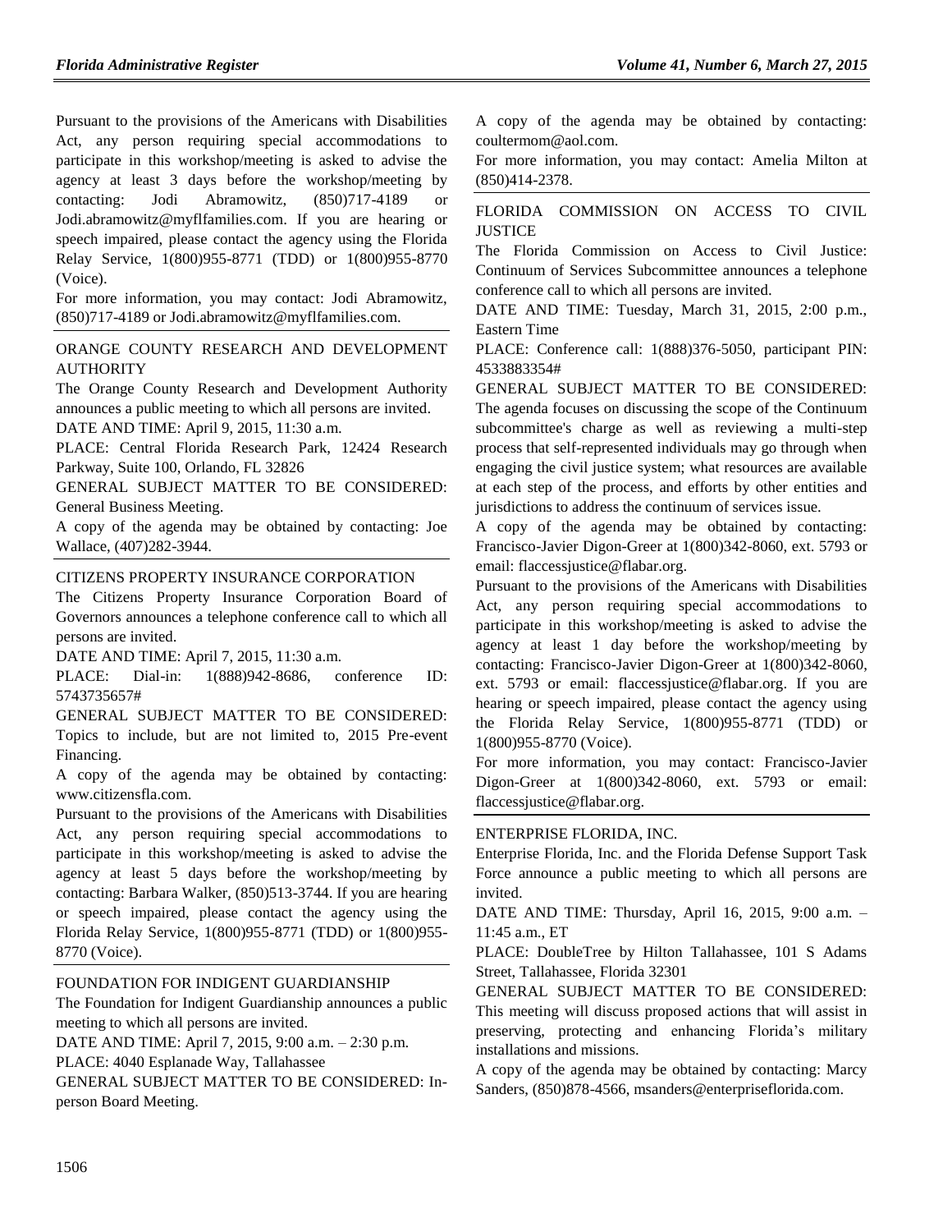Pursuant to the provisions of the Americans with Disabilities Act, any person requiring special accommodations to participate in this workshop/meeting is asked to advise the agency at least 3 days before the workshop/meeting by contacting: Jodi Abramowitz, (850)717-4189 or Jodi.abramowitz@myflfamilies.com. If you are hearing or speech impaired, please contact the agency using the Florida Relay Service, 1(800)955-8771 (TDD) or 1(800)955-8770 (Voice).

For more information, you may contact: Jodi Abramowitz, (850)717-4189 or Jodi.abramowitz@myflfamilies.com.

ORANGE COUNTY RESEARCH AND DEVELOPMENT AUTHORITY

The Orange County Research and Development Authority announces a public meeting to which all persons are invited.

DATE AND TIME: April 9, 2015, 11:30 a.m.

PLACE: Central Florida Research Park, 12424 Research Parkway, Suite 100, Orlando, FL 32826

GENERAL SUBJECT MATTER TO BE CONSIDERED: General Business Meeting.

A copy of the agenda may be obtained by contacting: Joe Wallace, (407)282-3944.

CITIZENS PROPERTY INSURANCE CORPORATION

The Citizens Property Insurance Corporation Board of Governors announces a telephone conference call to which all persons are invited.

DATE AND TIME: April 7, 2015, 11:30 a.m.

PLACE: Dial-in: 1(888)942-8686, conference ID: 5743735657#

GENERAL SUBJECT MATTER TO BE CONSIDERED: Topics to include, but are not limited to, 2015 Pre-event Financing.

A copy of the agenda may be obtained by contacting: www.citizensfla.com.

Pursuant to the provisions of the Americans with Disabilities Act, any person requiring special accommodations to participate in this workshop/meeting is asked to advise the agency at least 5 days before the workshop/meeting by contacting: Barbara Walker, (850)513-3744. If you are hearing or speech impaired, please contact the agency using the Florida Relay Service, 1(800)955-8771 (TDD) or 1(800)955-8770 (Voice).

FOUNDATION FOR INDIGENT GUARDIANSHIP

The Foundation for Indigent Guardianship announces a public meeting to which all persons are invited.

DATE AND TIME: April 7, 2015, 9:00 a.m. – 2:30 p.m.

PLACE: 4040 Esplanade Way, Tallahassee

GENERAL SUBJECT MATTER TO BE CONSIDERED: In-person Board Meeting.

A copy of the agenda may be obtained by contacting: coultermom@aol.com.

For more information, you may contact: Amelia Milton at (850)414-2378.

FLORIDA COMMISSION ON ACCESS TO CIVIL JUSTICE

The Florida Commission on Access to Civil Justice: Continuum of Services Subcommittee announces a telephone conference call to which all persons are invited.

DATE AND TIME: Tuesday, March 31, 2015, 2:00 p.m., Eastern Time

PLACE: Conference call: 1(888)376-5050, participant PIN: 4533883354#

GENERAL SUBJECT MATTER TO BE CONSIDERED: The agenda focuses on discussing the scope of the Continuum subcommittee's charge as well as reviewing a multi-step process that self-represented individuals may go through when engaging the civil justice system; what resources are available at each step of the process, and efforts by other entities and jurisdictions to address the continuum of services issue.

A copy of the agenda may be obtained by contacting: Francisco-Javier Digon-Greer at 1(800)342-8060, ext. 5793 or email: flaccessjustice@flabar.org.

Pursuant to the provisions of the Americans with Disabilities Act, any person requiring special accommodations to participate in this workshop/meeting is asked to advise the agency at least 1 day before the workshop/meeting by contacting: Francisco-Javier Digon-Greer at 1(800)342-8060, ext. 5793 or email: flaccessjustice@flabar.org. If you are hearing or speech impaired, please contact the agency using the Florida Relay Service, 1(800)955-8771 (TDD) or 1(800)955-8770 (Voice).

For more information, you may contact: Francisco-Javier Digon-Greer at 1(800)342-8060, ext. 5793 or email: flaccessjustice@flabar.org.

ENTERPRISE FLORIDA, INC.

Enterprise Florida, Inc. and the Florida Defense Support Task Force announce a public meeting to which all persons are invited.

DATE AND TIME: Thursday, April 16, 2015, 9:00 a.m. – 11:45 a.m., ET

PLACE: DoubleTree by Hilton Tallahassee, 101 S Adams Street, Tallahassee, Florida 32301

GENERAL SUBJECT MATTER TO BE CONSIDERED: This meeting will discuss proposed actions that will assist in preserving, protecting and enhancing Florida's military installations and missions.

A copy of the agenda may be obtained by contacting: Marcy Sanders, (850)878-4566, msanders@enterpriseflorida.com.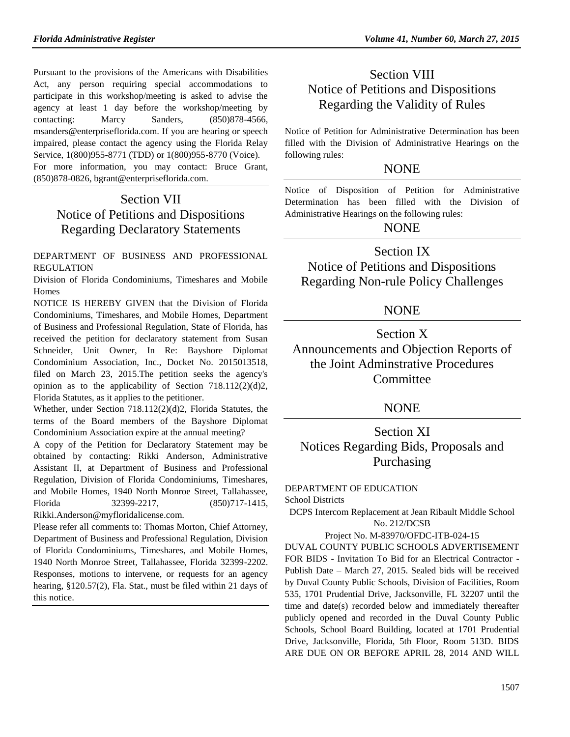Pursuant to the provisions of the Americans with Disabilities Act, any person requiring special accommodations to participate in this workshop/meeting is asked to advise the agency at least 1 day before the workshop/meeting by contacting: Marcy Sanders, (850)878-4566, msanders@enterpriseflorida.com. If you are hearing or speech impaired, please contact the agency using the Florida Relay Service, 1(800)955-8771 (TDD) or 1(800)955-8770 (Voice).

For more information, you may contact: Bruce Grant, (850)878-0826, bgrant@enterpriseflorida.com.

# Section VII
# Notice of Petitions and Dispositions Regarding Declaratory Statements

DEPARTMENT OF BUSINESS AND PROFESSIONAL REGULATION

Division of Florida Condominiums, Timeshares and Mobile Homes

NOTICE IS HEREBY GIVEN that the Division of Florida Condominiums, Timeshares, and Mobile Homes, Department of Business and Professional Regulation, State of Florida, has received the petition for declaratory statement from Susan Schneider, Unit Owner, In Re: Bayshore Diplomat Condominium Association, Inc., Docket No. 2015013518, filed on March 23, 2015.The petition seeks the agency's opinion as to the applicability of Section 718.112(2)(d)2, Florida Statutes, as it applies to the petitioner.

Whether, under Section 718.112(2)(d)2, Florida Statutes, the terms of the Board members of the Bayshore Diplomat Condominium Association expire at the annual meeting?

A copy of the Petition for Declaratory Statement may be obtained by contacting: Rikki Anderson, Administrative Assistant II, at Department of Business and Professional Regulation, Division of Florida Condominiums, Timeshares, and Mobile Homes, 1940 North Monroe Street, Tallahassee, Florida 32399-2217, (850)717-1415, Rikki.Anderson@myfloridalicense.com.

Please refer all comments to: Thomas Morton, Chief Attorney, Department of Business and Professional Regulation, Division of Florida Condominiums, Timeshares, and Mobile Homes, 1940 North Monroe Street, Tallahassee, Florida 32399-2202. Responses, motions to intervene, or requests for an agency hearing, §120.57(2), Fla. Stat., must be filed within 21 days of this notice.

# Section VIII
# Notice of Petitions and Dispositions Regarding the Validity of Rules

Notice of Petition for Administrative Determination has been filled with the Division of Administrative Hearings on the following rules:

NONE

Notice of Disposition of Petition for Administrative Determination has been filled with the Division of Administrative Hearings on the following rules:

NONE

# Section IX
# Notice of Petitions and Dispositions Regarding Non-rule Policy Challenges

NONE

# Section X
# Announcements and Objection Reports of the Joint Adminstrative Procedures Committee

NONE

# Section XI
# Notices Regarding Bids, Proposals and Purchasing

DEPARTMENT OF EDUCATION

School Districts

DCPS Intercom Replacement at Jean Ribault Middle School No. 212/DCSB

Project No. M-83970/OFDC-ITB-024-15

DUVAL COUNTY PUBLIC SCHOOLS ADVERTISEMENT FOR BIDS - Invitation To Bid for an Electrical Contractor - Publish Date – March 27, 2015. Sealed bids will be received by Duval County Public Schools, Division of Facilities, Room 535, 1701 Prudential Drive, Jacksonville, FL 32207 until the time and date(s) recorded below and immediately thereafter publicly opened and recorded in the Duval County Public Schools, School Board Building, located at 1701 Prudential Drive, Jacksonville, Florida, 5th Floor, Room 513D. BIDS ARE DUE ON OR BEFORE APRIL 28, 2014 AND WILL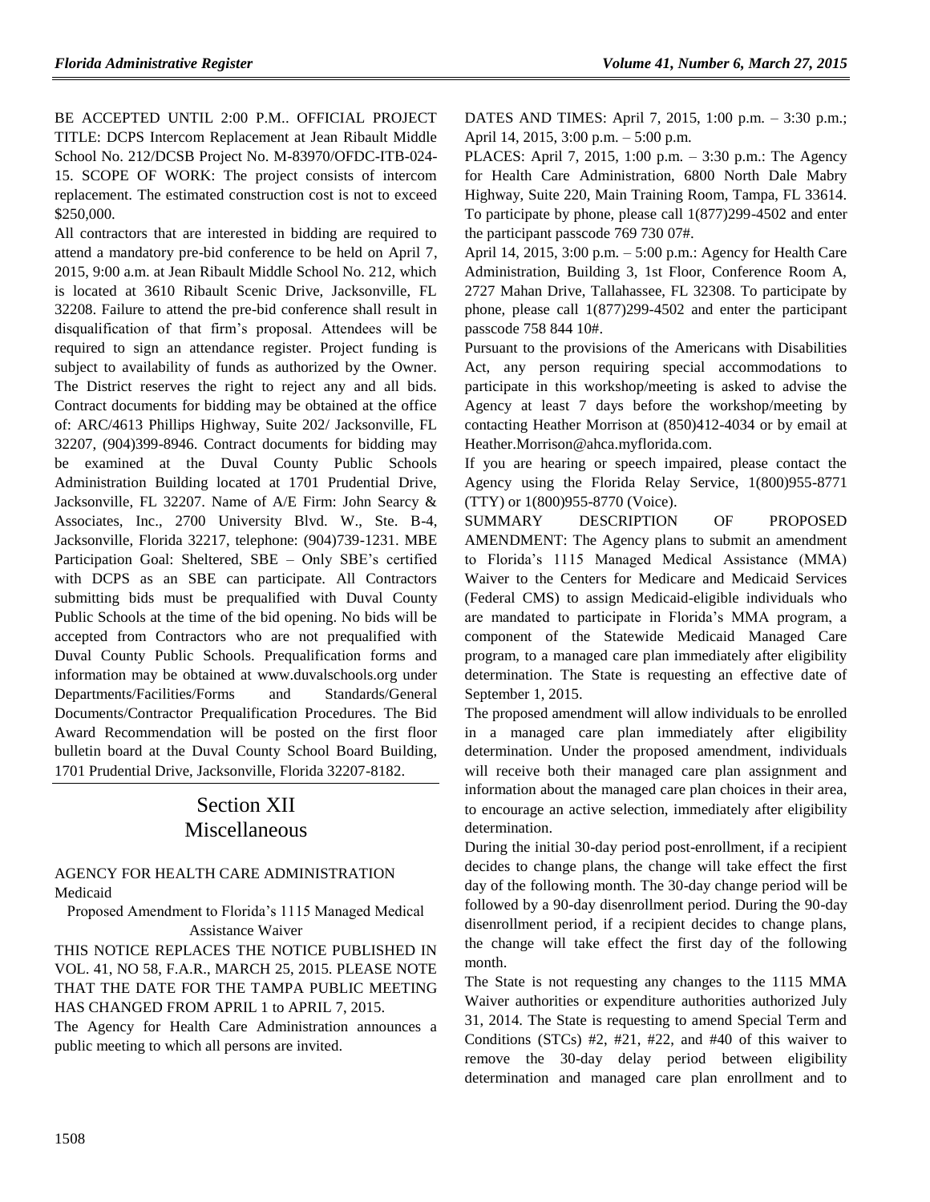BE ACCEPTED UNTIL 2:00 P.M.. OFFICIAL PROJECT TITLE: DCPS Intercom Replacement at Jean Ribault Middle School No. 212/DCSB Project No. M-83970/OFDC-ITB-024-15. SCOPE OF WORK: The project consists of intercom replacement. The estimated construction cost is not to exceed $250,000.

All contractors that are interested in bidding are required to attend a mandatory pre-bid conference to be held on April 7, 2015, 9:00 a.m. at Jean Ribault Middle School No. 212, which is located at 3610 Ribault Scenic Drive, Jacksonville, FL 32208. Failure to attend the pre-bid conference shall result in disqualification of that firm's proposal. Attendees will be required to sign an attendance register. Project funding is subject to availability of funds as authorized by the Owner. The District reserves the right to reject any and all bids. Contract documents for bidding may be obtained at the office of: ARC/4613 Phillips Highway, Suite 202/ Jacksonville, FL 32207, (904)399-8946. Contract documents for bidding may be examined at the Duval County Public Schools Administration Building located at 1701 Prudential Drive, Jacksonville, FL 32207. Name of A/E Firm: John Searcy & Associates, Inc., 2700 University Blvd. W., Ste. B-4, Jacksonville, Florida 32217, telephone: (904)739-1231. MBE Participation Goal: Sheltered, SBE – Only SBE's certified with DCPS as an SBE can participate. All Contractors submitting bids must be prequalified with Duval County Public Schools at the time of the bid opening. No bids will be accepted from Contractors who are not prequalified with Duval County Public Schools. Prequalification forms and information may be obtained at www.duvalschools.org under Departments/Facilities/Forms and Standards/General Documents/Contractor Prequalification Procedures. The Bid Award Recommendation will be posted on the first floor bulletin board at the Duval County School Board Building, 1701 Prudential Drive, Jacksonville, Florida 32207-8182.

# Section XII
# Miscellaneous

AGENCY FOR HEALTH CARE ADMINISTRATION

Medicaid

Proposed Amendment to Florida's 1115 Managed Medical Assistance Waiver

THIS NOTICE REPLACES THE NOTICE PUBLISHED IN VOL. 41, NO 58, F.A.R., MARCH 25, 2015. PLEASE NOTE THAT THE DATE FOR THE TAMPA PUBLIC MEETING HAS CHANGED FROM APRIL 1 to APRIL 7, 2015.

The Agency for Health Care Administration announces a public meeting to which all persons are invited.

DATES AND TIMES: April 7, 2015, 1:00 p.m. – 3:30 p.m.; April 14, 2015, 3:00 p.m. – 5:00 p.m.

PLACES: April 7, 2015, 1:00 p.m. – 3:30 p.m.: The Agency for Health Care Administration, 6800 North Dale Mabry Highway, Suite 220, Main Training Room, Tampa, FL 33614. To participate by phone, please call 1(877)299-4502 and enter the participant passcode 769 730 07#.

April 14, 2015, 3:00 p.m. – 5:00 p.m.: Agency for Health Care Administration, Building 3, 1st Floor, Conference Room A, 2727 Mahan Drive, Tallahassee, FL 32308. To participate by phone, please call 1(877)299-4502 and enter the participant passcode 758 844 10#.

Pursuant to the provisions of the Americans with Disabilities Act, any person requiring special accommodations to participate in this workshop/meeting is asked to advise the Agency at least 7 days before the workshop/meeting by contacting Heather Morrison at (850)412-4034 or by email at Heather.Morrison@ahca.myflorida.com.

If you are hearing or speech impaired, please contact the Agency using the Florida Relay Service, 1(800)955-8771 (TTY) or 1(800)955-8770 (Voice).

SUMMARY DESCRIPTION OF PROPOSED AMENDMENT: The Agency plans to submit an amendment to Florida's 1115 Managed Medical Assistance (MMA) Waiver to the Centers for Medicare and Medicaid Services (Federal CMS) to assign Medicaid-eligible individuals who are mandated to participate in Florida's MMA program, a component of the Statewide Medicaid Managed Care program, to a managed care plan immediately after eligibility determination. The State is requesting an effective date of September 1, 2015.

The proposed amendment will allow individuals to be enrolled in a managed care plan immediately after eligibility determination. Under the proposed amendment, individuals will receive both their managed care plan assignment and information about the managed care plan choices in their area, to encourage an active selection, immediately after eligibility determination.

During the initial 30-day period post-enrollment, if a recipient decides to change plans, the change will take effect the first day of the following month. The 30-day change period will be followed by a 90-day disenrollment period. During the 90-day disenrollment period, if a recipient decides to change plans, the change will take effect the first day of the following month.

The State is not requesting any changes to the 1115 MMA Waiver authorities or expenditure authorities authorized July 31, 2014. The State is requesting to amend Special Term and Conditions (STCs) #2, #21, #22, and #40 of this waiver to remove the 30-day delay period between eligibility determination and managed care plan enrollment and to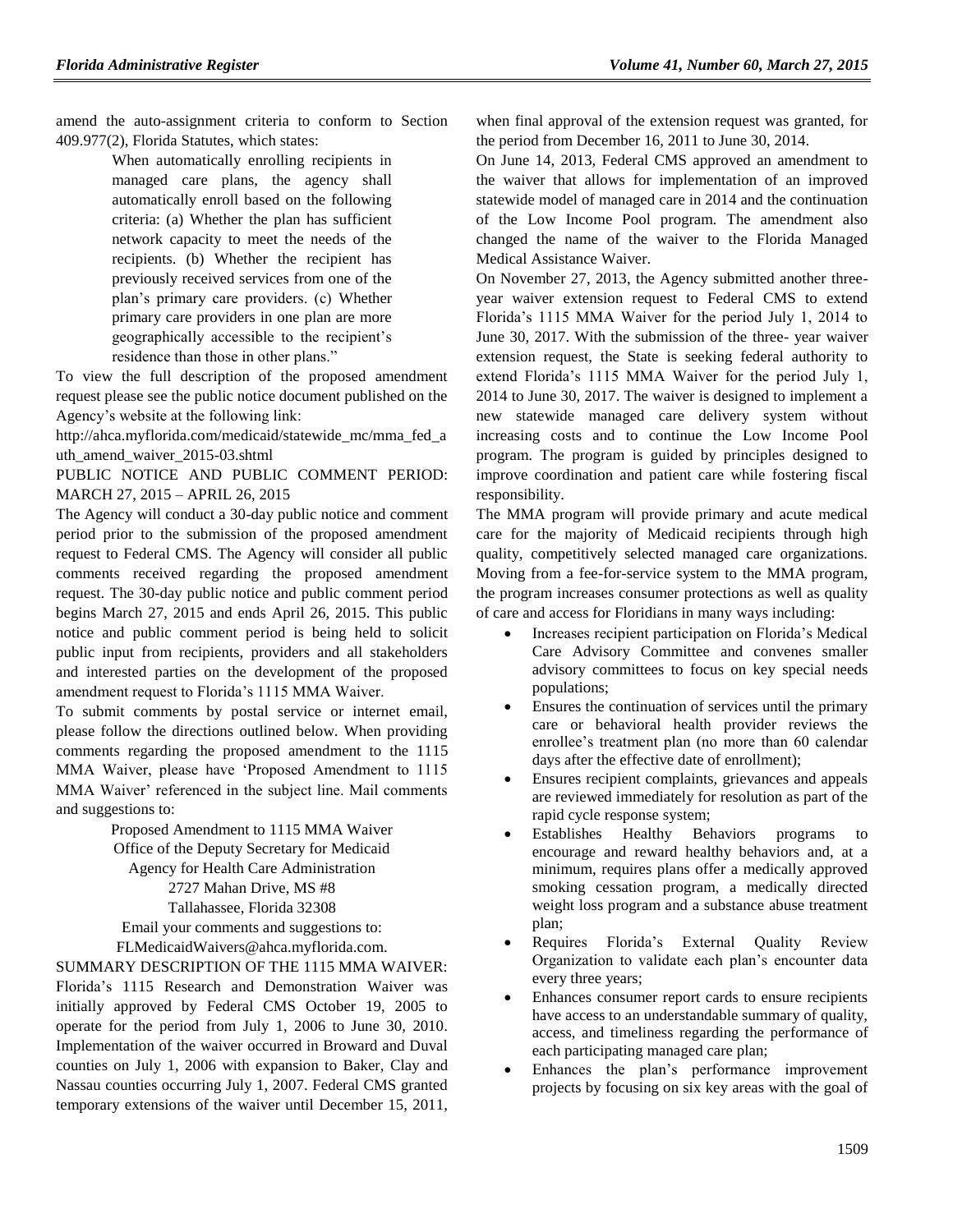amend the auto-assignment criteria to conform to Section 409.977(2), Florida Statutes, which states:

> When automatically enrolling recipients in managed care plans, the agency shall automatically enroll based on the following criteria: (a) Whether the plan has sufficient network capacity to meet the needs of the recipients. (b) Whether the recipient has previously received services from one of the plan's primary care providers. (c) Whether primary care providers in one plan are more geographically accessible to the recipient's residence than those in other plans."

To view the full description of the proposed amendment request please see the public notice document published on the Agency's website at the following link:

http://ahca.myflorida.com/medicaid/statewide_mc/mma_fed_auth_amend_waiver_2015-03.shtml

PUBLIC NOTICE AND PUBLIC COMMENT PERIOD: MARCH 27, 2015 – APRIL 26, 2015

The Agency will conduct a 30-day public notice and comment period prior to the submission of the proposed amendment request to Federal CMS. The Agency will consider all public comments received regarding the proposed amendment request. The 30-day public notice and public comment period begins March 27, 2015 and ends April 26, 2015. This public notice and public comment period is being held to solicit public input from recipients, providers and all stakeholders and interested parties on the development of the proposed amendment request to Florida's 1115 MMA Waiver.

To submit comments by postal service or internet email, please follow the directions outlined below. When providing comments regarding the proposed amendment to the 1115 MMA Waiver, please have 'Proposed Amendment to 1115 MMA Waiver' referenced in the subject line. Mail comments and suggestions to:

Proposed Amendment to 1115 MMA Waiver
Office of the Deputy Secretary for Medicaid
Agency for Health Care Administration
2727 Mahan Drive, MS #8
Tallahassee, Florida 32308
Email your comments and suggestions to:
FLMedicaidWaivers@ahca.myflorida.com.

SUMMARY DESCRIPTION OF THE 1115 MMA WAIVER:

Florida's 1115 Research and Demonstration Waiver was initially approved by Federal CMS October 19, 2005 to operate for the period from July 1, 2006 to June 30, 2010. Implementation of the waiver occurred in Broward and Duval counties on July 1, 2006 with expansion to Baker, Clay and Nassau counties occurring July 1, 2007. Federal CMS granted temporary extensions of the waiver until December 15, 2011, when final approval of the extension request was granted, for the period from December 16, 2011 to June 30, 2014.

On June 14, 2013, Federal CMS approved an amendment to the waiver that allows for implementation of an improved statewide model of managed care in 2014 and the continuation of the Low Income Pool program. The amendment also changed the name of the waiver to the Florida Managed Medical Assistance Waiver.

On November 27, 2013, the Agency submitted another three-year waiver extension request to Federal CMS to extend Florida's 1115 MMA Waiver for the period July 1, 2014 to June 30, 2017. With the submission of the three- year waiver extension request, the State is seeking federal authority to extend Florida's 1115 MMA Waiver for the period July 1, 2014 to June 30, 2017. The waiver is designed to implement a new statewide managed care delivery system without increasing costs and to continue the Low Income Pool program. The program is guided by principles designed to improve coordination and patient care while fostering fiscal responsibility.

The MMA program will provide primary and acute medical care for the majority of Medicaid recipients through high quality, competitively selected managed care organizations. Moving from a fee-for-service system to the MMA program, the program increases consumer protections as well as quality of care and access for Floridians in many ways including:

- Increases recipient participation on Florida's Medical Care Advisory Committee and convenes smaller advisory committees to focus on key special needs populations;
- Ensures the continuation of services until the primary care or behavioral health provider reviews the enrollee's treatment plan (no more than 60 calendar days after the effective date of enrollment);
- Ensures recipient complaints, grievances and appeals are reviewed immediately for resolution as part of the rapid cycle response system;
- Establishes Healthy Behaviors programs to encourage and reward healthy behaviors and, at a minimum, requires plans offer a medically approved smoking cessation program, a medically directed weight loss program and a substance abuse treatment plan;
- Requires Florida's External Quality Review Organization to validate each plan's encounter data every three years;
- Enhances consumer report cards to ensure recipients have access to an understandable summary of quality, access, and timeliness regarding the performance of each participating managed care plan;
- Enhances the plan's performance improvement projects by focusing on six key areas with the goal of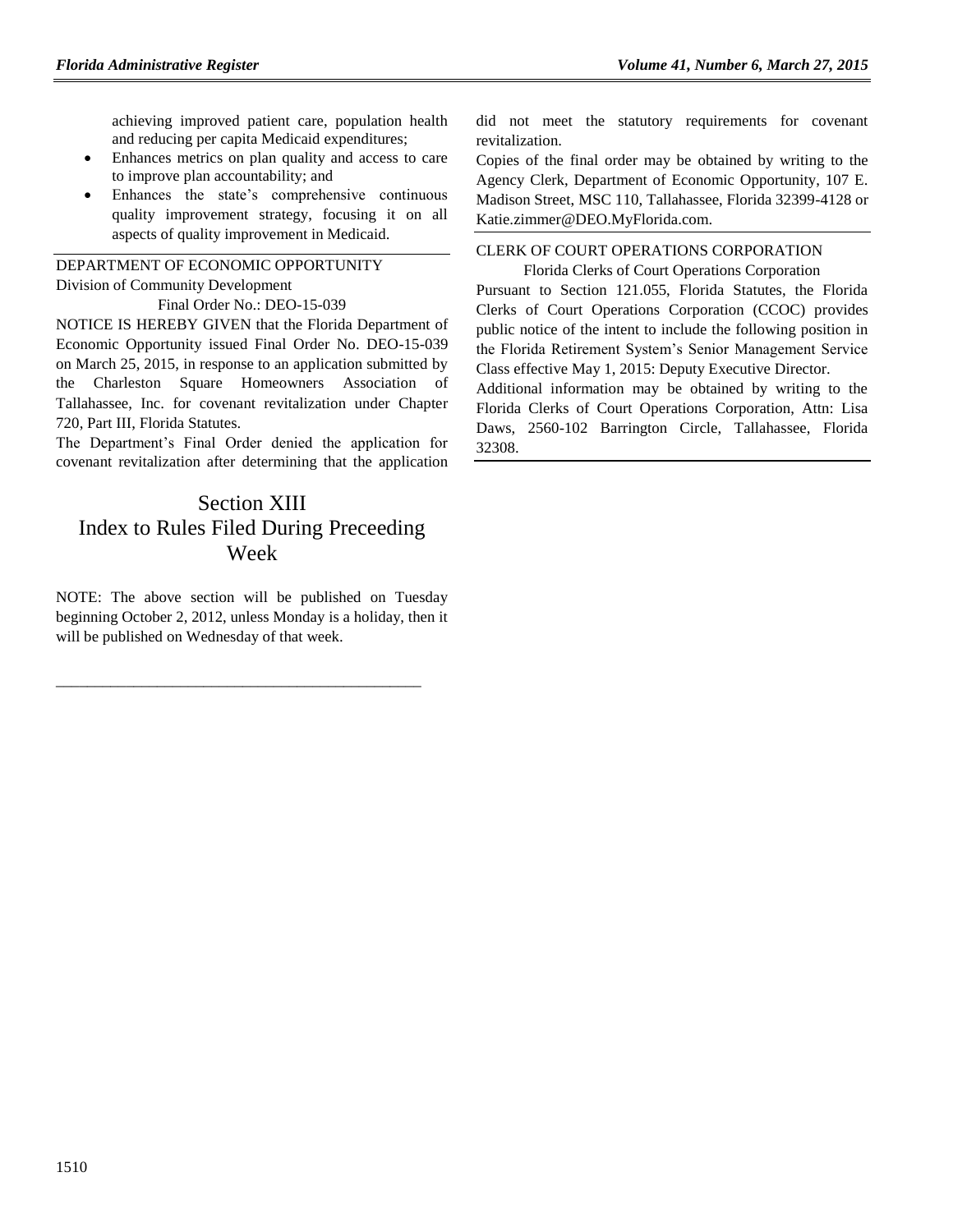achieving improved patient care, population health and reducing per capita Medicaid expenditures;

- Enhances metrics on plan quality and access to care to improve plan accountability; and
- Enhances the state's comprehensive continuous quality improvement strategy, focusing it on all aspects of quality improvement in Medicaid.

DEPARTMENT OF ECONOMIC OPPORTUNITY

Division of Community Development

Final Order No.: DEO-15-039

NOTICE IS HEREBY GIVEN that the Florida Department of Economic Opportunity issued Final Order No. DEO-15-039 on March 25, 2015, in response to an application submitted by the Charleston Square Homeowners Association of Tallahassee, Inc. for covenant revitalization under Chapter 720, Part III, Florida Statutes.

The Department's Final Order denied the application for covenant revitalization after determining that the application did not meet the statutory requirements for covenant revitalization.

Copies of the final order may be obtained by writing to the Agency Clerk, Department of Economic Opportunity, 107 E. Madison Street, MSC 110, Tallahassee, Florida 32399-4128 or Katie.zimmer@DEO.MyFlorida.com.

CLERK OF COURT OPERATIONS CORPORATION

Florida Clerks of Court Operations Corporation

Pursuant to Section 121.055, Florida Statutes, the Florida Clerks of Court Operations Corporation (CCOC) provides public notice of the intent to include the following position in the Florida Retirement System's Senior Management Service Class effective May 1, 2015: Deputy Executive Director.

Additional information may be obtained by writing to the Florida Clerks of Court Operations Corporation, Attn: Lisa Daws, 2560-102 Barrington Circle, Tallahassee, Florida 32308.

# Section XIII
# Index to Rules Filed During Preceeding Week

NOTE: The above section will be published on Tuesday beginning October 2, 2012, unless Monday is a holiday, then it will be published on Wednesday of that week.